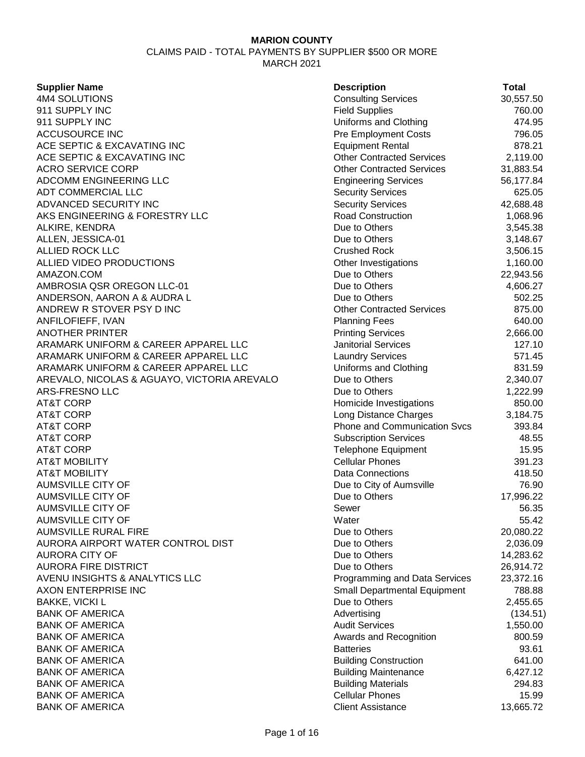**MARION COUNTY**

CLAIMS PAID - TOTAL PAYMENTS BY SUPPLIER $500 OR MORE

MARCH 2021

| Supplier Name | Description | Total |
|---|---|---|
| 4M4 SOLUTIONS | Consulting Services | 30,557.50 |
| 911 SUPPLY INC | Field Supplies | 760.00 |
| 911 SUPPLY INC | Uniforms and Clothing | 474.95 |
| ACCUSOURCE INC | Pre Employment Costs | 796.05 |
| ACE SEPTIC & EXCAVATING INC | Equipment Rental | 878.21 |
| ACE SEPTIC & EXCAVATING INC | Other Contracted Services | 2,119.00 |
| ACRO SERVICE CORP | Other Contracted Services | 31,883.54 |
| ADCOMM ENGINEERING LLC | Engineering Services | 56,177.84 |
| ADT COMMERCIAL LLC | Security Services | 625.05 |
| ADVANCED SECURITY INC | Security Services | 42,688.48 |
| AKS ENGINEERING & FORESTRY LLC | Road Construction | 1,068.96 |
| ALKIRE, KENDRA | Due to Others | 3,545.38 |
| ALLEN, JESSICA-01 | Due to Others | 3,148.67 |
| ALLIED ROCK LLC | Crushed Rock | 3,506.15 |
| ALLIED VIDEO PRODUCTIONS | Other Investigations | 1,160.00 |
| AMAZON.COM | Due to Others | 22,943.56 |
| AMBROSIA QSR OREGON LLC-01 | Due to Others | 4,606.27 |
| ANDERSON, AARON A & AUDRA L | Due to Others | 502.25 |
| ANDREW R STOVER PSY D INC | Other Contracted Services | 875.00 |
| ANFILOFIEFF, IVAN | Planning Fees | 640.00 |
| ANOTHER PRINTER | Printing Services | 2,666.00 |
| ARAMARK UNIFORM & CAREER APPAREL LLC | Janitorial Services | 127.10 |
| ARAMARK UNIFORM & CAREER APPAREL LLC | Laundry Services | 571.45 |
| ARAMARK UNIFORM & CAREER APPAREL LLC | Uniforms and Clothing | 831.59 |
| AREVALO, NICOLAS & AGUAYO, VICTORIA AREVALO | Due to Others | 2,340.07 |
| ARS-FRESNO LLC | Due to Others | 1,222.99 |
| AT&T CORP | Homicide Investigations | 850.00 |
| AT&T CORP | Long Distance Charges | 3,184.75 |
| AT&T CORP | Phone and Communication Svcs | 393.84 |
| AT&T CORP | Subscription Services | 48.55 |
| AT&T CORP | Telephone Equipment | 15.95 |
| AT&T MOBILITY | Cellular Phones | 391.23 |
| AT&T MOBILITY | Data Connections | 418.50 |
| AUMSVILLE CITY OF | Due to City of Aumsville | 76.90 |
| AUMSVILLE CITY OF | Due to Others | 17,996.22 |
| AUMSVILLE CITY OF | Sewer | 56.35 |
| AUMSVILLE CITY OF | Water | 55.42 |
| AUMSVILLE RURAL FIRE | Due to Others | 20,080.22 |
| AURORA AIRPORT WATER CONTROL DIST | Due to Others | 2,036.09 |
| AURORA CITY OF | Due to Others | 14,283.62 |
| AURORA FIRE DISTRICT | Due to Others | 26,914.72 |
| AVENU INSIGHTS & ANALYTICS LLC | Programming and Data Services | 23,372.16 |
| AXON ENTERPRISE INC | Small Departmental Equipment | 788.88 |
| BAKKE, VICKI L | Due to Others | 2,455.65 |
| BANK OF AMERICA | Advertising | (134.51) |
| BANK OF AMERICA | Audit Services | 1,550.00 |
| BANK OF AMERICA | Awards and Recognition | 800.59 |
| BANK OF AMERICA | Batteries | 93.61 |
| BANK OF AMERICA | Building Construction | 641.00 |
| BANK OF AMERICA | Building Maintenance | 6,427.12 |
| BANK OF AMERICA | Building Materials | 294.83 |
| BANK OF AMERICA | Cellular Phones | 15.99 |
| BANK OF AMERICA | Client Assistance | 13,665.72 |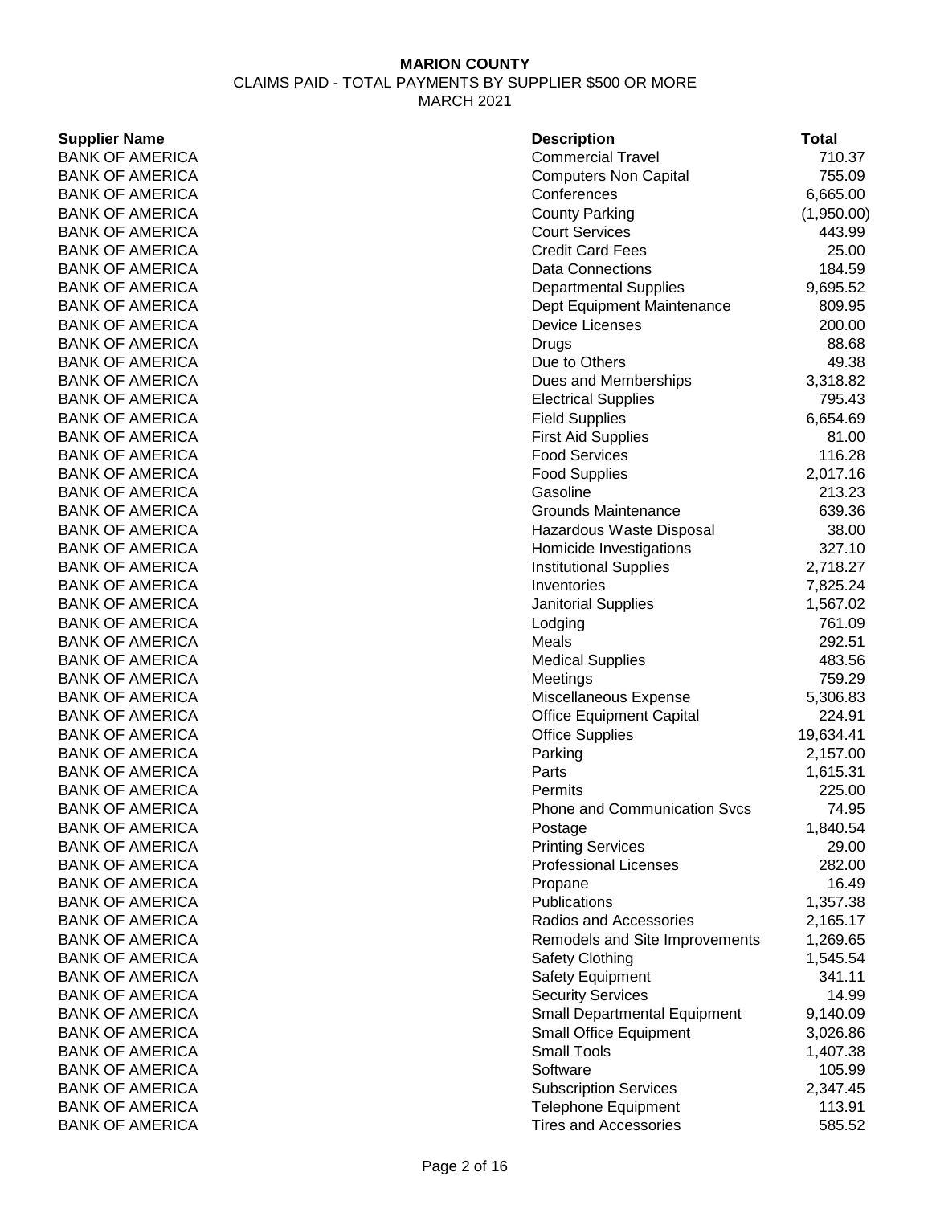**MARION COUNTY**

CLAIMS PAID - TOTAL PAYMENTS BY SUPPLIER $500 OR MORE

MARCH 2021

| Supplier Name | Description | Total |
|---|---|---|
| BANK OF AMERICA | Commercial Travel | 710.37 |
| BANK OF AMERICA | Computers Non Capital | 755.09 |
| BANK OF AMERICA | Conferences | 6,665.00 |
| BANK OF AMERICA | County Parking | (1,950.00) |
| BANK OF AMERICA | Court Services | 443.99 |
| BANK OF AMERICA | Credit Card Fees | 25.00 |
| BANK OF AMERICA | Data Connections | 184.59 |
| BANK OF AMERICA | Departmental Supplies | 9,695.52 |
| BANK OF AMERICA | Dept Equipment Maintenance | 809.95 |
| BANK OF AMERICA | Device Licenses | 200.00 |
| BANK OF AMERICA | Drugs | 88.68 |
| BANK OF AMERICA | Due to Others | 49.38 |
| BANK OF AMERICA | Dues and Memberships | 3,318.82 |
| BANK OF AMERICA | Electrical Supplies | 795.43 |
| BANK OF AMERICA | Field Supplies | 6,654.69 |
| BANK OF AMERICA | First Aid Supplies | 81.00 |
| BANK OF AMERICA | Food Services | 116.28 |
| BANK OF AMERICA | Food Supplies | 2,017.16 |
| BANK OF AMERICA | Gasoline | 213.23 |
| BANK OF AMERICA | Grounds Maintenance | 639.36 |
| BANK OF AMERICA | Hazardous Waste Disposal | 38.00 |
| BANK OF AMERICA | Homicide Investigations | 327.10 |
| BANK OF AMERICA | Institutional Supplies | 2,718.27 |
| BANK OF AMERICA | Inventories | 7,825.24 |
| BANK OF AMERICA | Janitorial Supplies | 1,567.02 |
| BANK OF AMERICA | Lodging | 761.09 |
| BANK OF AMERICA | Meals | 292.51 |
| BANK OF AMERICA | Medical Supplies | 483.56 |
| BANK OF AMERICA | Meetings | 759.29 |
| BANK OF AMERICA | Miscellaneous Expense | 5,306.83 |
| BANK OF AMERICA | Office Equipment Capital | 224.91 |
| BANK OF AMERICA | Office Supplies | 19,634.41 |
| BANK OF AMERICA | Parking | 2,157.00 |
| BANK OF AMERICA | Parts | 1,615.31 |
| BANK OF AMERICA | Permits | 225.00 |
| BANK OF AMERICA | Phone and Communication Svcs | 74.95 |
| BANK OF AMERICA | Postage | 1,840.54 |
| BANK OF AMERICA | Printing Services | 29.00 |
| BANK OF AMERICA | Professional Licenses | 282.00 |
| BANK OF AMERICA | Propane | 16.49 |
| BANK OF AMERICA | Publications | 1,357.38 |
| BANK OF AMERICA | Radios and Accessories | 2,165.17 |
| BANK OF AMERICA | Remodels and Site Improvements | 1,269.65 |
| BANK OF AMERICA | Safety Clothing | 1,545.54 |
| BANK OF AMERICA | Safety Equipment | 341.11 |
| BANK OF AMERICA | Security Services | 14.99 |
| BANK OF AMERICA | Small Departmental Equipment | 9,140.09 |
| BANK OF AMERICA | Small Office Equipment | 3,026.86 |
| BANK OF AMERICA | Small Tools | 1,407.38 |
| BANK OF AMERICA | Software | 105.99 |
| BANK OF AMERICA | Subscription Services | 2,347.45 |
| BANK OF AMERICA | Telephone Equipment | 113.91 |
| BANK OF AMERICA | Tires and Accessories | 585.52 |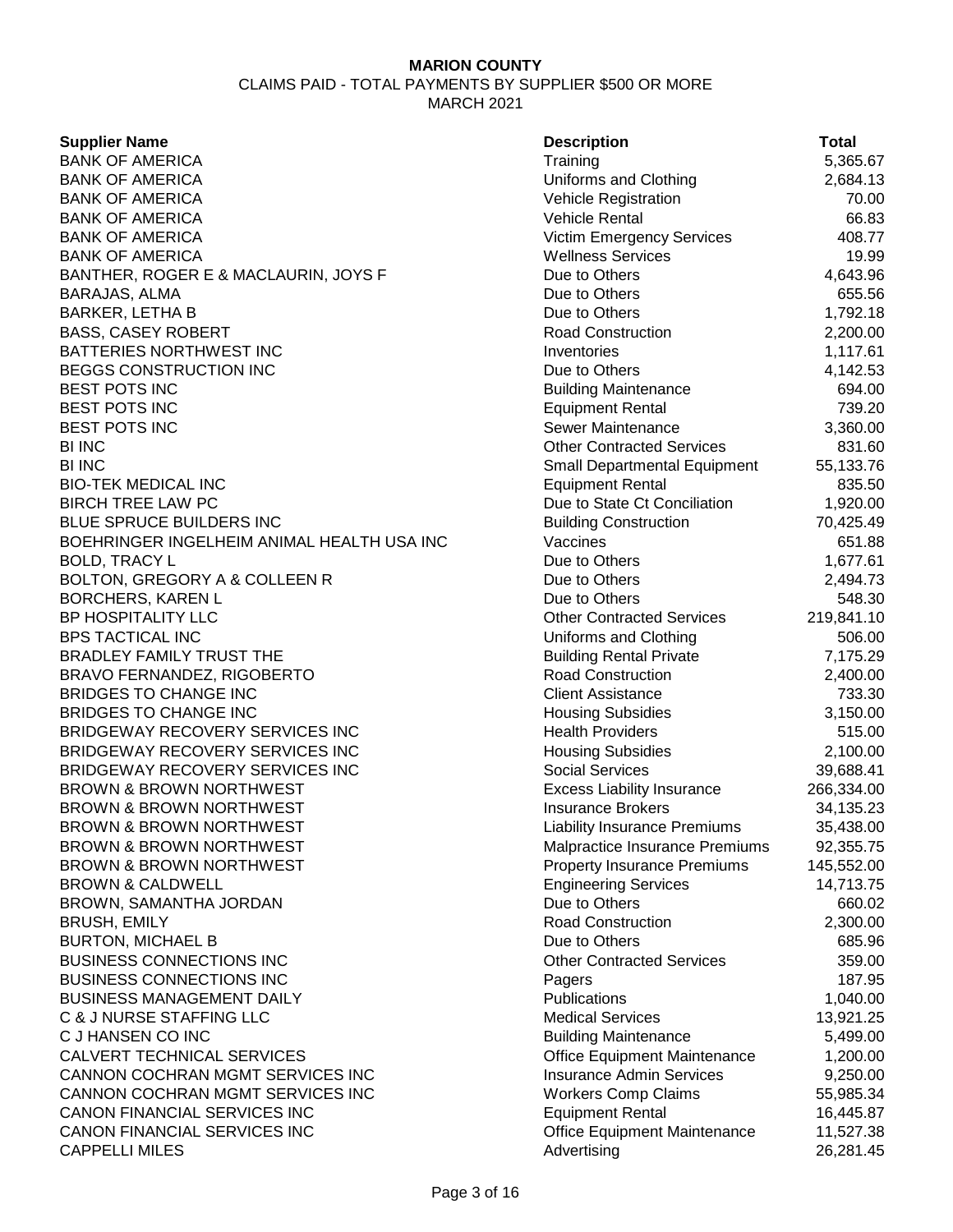**MARION COUNTY**

CLAIMS PAID - TOTAL PAYMENTS BY SUPPLIER $500 OR MORE

MARCH 2021

| Supplier Name | Description | Total |
|---|---|---|
| BANK OF AMERICA | Training | 5,365.67 |
| BANK OF AMERICA | Uniforms and Clothing | 2,684.13 |
| BANK OF AMERICA | Vehicle Registration | 70.00 |
| BANK OF AMERICA | Vehicle Rental | 66.83 |
| BANK OF AMERICA | Victim Emergency Services | 408.77 |
| BANK OF AMERICA | Wellness Services | 19.99 |
| BANTHER, ROGER E & MACLAURIN, JOYS F | Due to Others | 4,643.96 |
| BARAJAS, ALMA | Due to Others | 655.56 |
| BARKER, LETHA B | Due to Others | 1,792.18 |
| BASS, CASEY ROBERT | Road Construction | 2,200.00 |
| BATTERIES NORTHWEST INC | Inventories | 1,117.61 |
| BEGGS CONSTRUCTION INC | Due to Others | 4,142.53 |
| BEST POTS INC | Building Maintenance | 694.00 |
| BEST POTS INC | Equipment Rental | 739.20 |
| BEST POTS INC | Sewer Maintenance | 3,360.00 |
| BI INC | Other Contracted Services | 831.60 |
| BI INC | Small Departmental Equipment | 55,133.76 |
| BIO-TEK MEDICAL INC | Equipment Rental | 835.50 |
| BIRCH TREE LAW PC | Due to State Ct Conciliation | 1,920.00 |
| BLUE SPRUCE BUILDERS INC | Building Construction | 70,425.49 |
| BOEHRINGER INGELHEIM ANIMAL HEALTH USA INC | Vaccines | 651.88 |
| BOLD, TRACY L | Due to Others | 1,677.61 |
| BOLTON, GREGORY A & COLLEEN R | Due to Others | 2,494.73 |
| BORCHERS, KAREN L | Due to Others | 548.30 |
| BP HOSPITALITY LLC | Other Contracted Services | 219,841.10 |
| BPS TACTICAL INC | Uniforms and Clothing | 506.00 |
| BRADLEY FAMILY TRUST THE | Building Rental Private | 7,175.29 |
| BRAVO FERNANDEZ, RIGOBERTO | Road Construction | 2,400.00 |
| BRIDGES TO CHANGE INC | Client Assistance | 733.30 |
| BRIDGES TO CHANGE INC | Housing Subsidies | 3,150.00 |
| BRIDGEWAY RECOVERY SERVICES INC | Health Providers | 515.00 |
| BRIDGEWAY RECOVERY SERVICES INC | Housing Subsidies | 2,100.00 |
| BRIDGEWAY RECOVERY SERVICES INC | Social Services | 39,688.41 |
| BROWN & BROWN NORTHWEST | Excess Liability Insurance | 266,334.00 |
| BROWN & BROWN NORTHWEST | Insurance Brokers | 34,135.23 |
| BROWN & BROWN NORTHWEST | Liability Insurance Premiums | 35,438.00 |
| BROWN & BROWN NORTHWEST | Malpractice Insurance Premiums | 92,355.75 |
| BROWN & BROWN NORTHWEST | Property Insurance Premiums | 145,552.00 |
| BROWN & CALDWELL | Engineering Services | 14,713.75 |
| BROWN, SAMANTHA JORDAN | Due to Others | 660.02 |
| BRUSH, EMILY | Road Construction | 2,300.00 |
| BURTON, MICHAEL B | Due to Others | 685.96 |
| BUSINESS CONNECTIONS INC | Other Contracted Services | 359.00 |
| BUSINESS CONNECTIONS INC | Pagers | 187.95 |
| BUSINESS MANAGEMENT DAILY | Publications | 1,040.00 |
| C & J NURSE STAFFING LLC | Medical Services | 13,921.25 |
| C J HANSEN CO INC | Building Maintenance | 5,499.00 |
| CALVERT TECHNICAL SERVICES | Office Equipment Maintenance | 1,200.00 |
| CANNON COCHRAN MGMT SERVICES INC | Insurance Admin Services | 9,250.00 |
| CANNON COCHRAN MGMT SERVICES INC | Workers Comp Claims | 55,985.34 |
| CANON FINANCIAL SERVICES INC | Equipment Rental | 16,445.87 |
| CANON FINANCIAL SERVICES INC | Office Equipment Maintenance | 11,527.38 |
| CAPPELLI MILES | Advertising | 26,281.45 |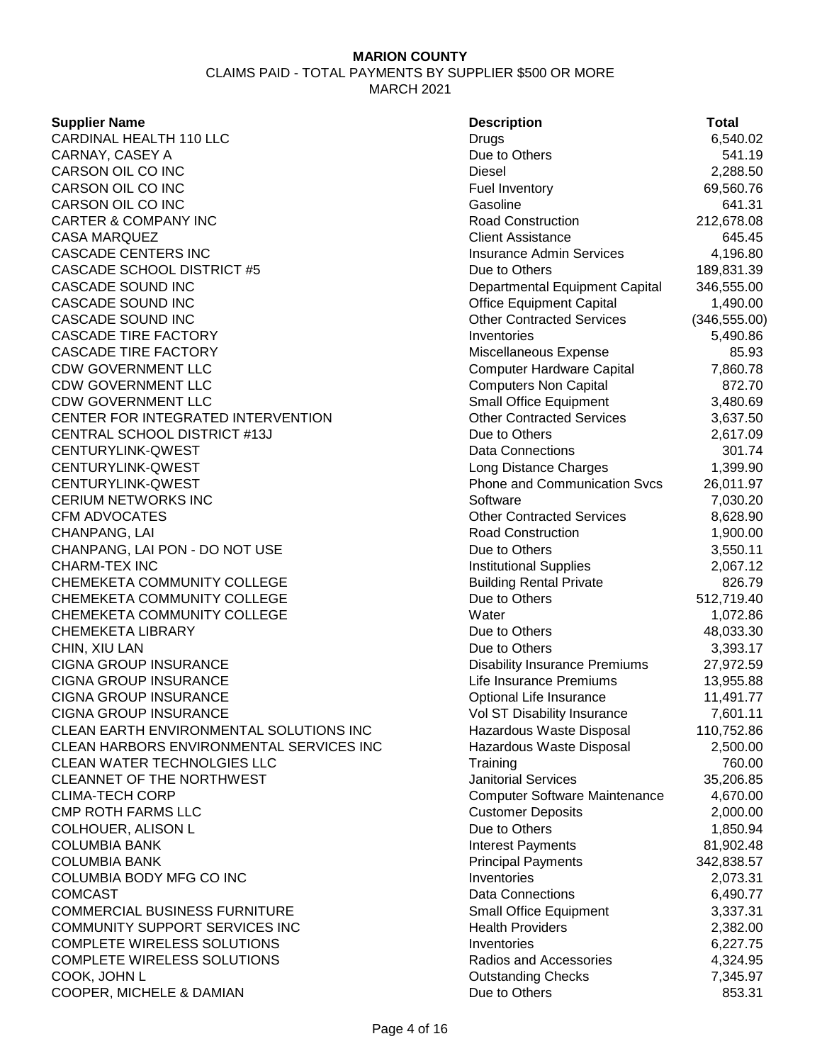**MARION COUNTY**

CLAIMS PAID - TOTAL PAYMENTS BY SUPPLIER $500 OR MORE

MARCH 2021

| Supplier Name | Description | Total |
|---|---|---|
| CARDINAL HEALTH 110 LLC | Drugs | 6,540.02 |
| CARNAY, CASEY A | Due to Others | 541.19 |
| CARSON OIL CO INC | Diesel | 2,288.50 |
| CARSON OIL CO INC | Fuel Inventory | 69,560.76 |
| CARSON OIL CO INC | Gasoline | 641.31 |
| CARTER & COMPANY INC | Road Construction | 212,678.08 |
| CASA MARQUEZ | Client Assistance | 645.45 |
| CASCADE CENTERS INC | Insurance Admin Services | 4,196.80 |
| CASCADE SCHOOL DISTRICT #5 | Due to Others | 189,831.39 |
| CASCADE SOUND INC | Departmental Equipment Capital | 346,555.00 |
| CASCADE SOUND INC | Office Equipment Capital | 1,490.00 |
| CASCADE SOUND INC | Other Contracted Services | (346,555.00) |
| CASCADE TIRE FACTORY | Inventories | 5,490.86 |
| CASCADE TIRE FACTORY | Miscellaneous Expense | 85.93 |
| CDW GOVERNMENT LLC | Computer Hardware Capital | 7,860.78 |
| CDW GOVERNMENT LLC | Computers Non Capital | 872.70 |
| CDW GOVERNMENT LLC | Small Office Equipment | 3,480.69 |
| CENTER FOR INTEGRATED INTERVENTION | Other Contracted Services | 3,637.50 |
| CENTRAL SCHOOL DISTRICT #13J | Due to Others | 2,617.09 |
| CENTURYLINK-QWEST | Data Connections | 301.74 |
| CENTURYLINK-QWEST | Long Distance Charges | 1,399.90 |
| CENTURYLINK-QWEST | Phone and Communication Svcs | 26,011.97 |
| CERIUM NETWORKS INC | Software | 7,030.20 |
| CFM ADVOCATES | Other Contracted Services | 8,628.90 |
| CHANPANG, LAI | Road Construction | 1,900.00 |
| CHANPANG, LAI PON - DO NOT USE | Due to Others | 3,550.11 |
| CHARM-TEX INC | Institutional Supplies | 2,067.12 |
| CHEMEKETA COMMUNITY COLLEGE | Building Rental Private | 826.79 |
| CHEMEKETA COMMUNITY COLLEGE | Due to Others | 512,719.40 |
| CHEMEKETA COMMUNITY COLLEGE | Water | 1,072.86 |
| CHEMEKETA LIBRARY | Due to Others | 48,033.30 |
| CHIN, XIU LAN | Due to Others | 3,393.17 |
| CIGNA GROUP INSURANCE | Disability Insurance Premiums | 27,972.59 |
| CIGNA GROUP INSURANCE | Life Insurance Premiums | 13,955.88 |
| CIGNA GROUP INSURANCE | Optional Life Insurance | 11,491.77 |
| CIGNA GROUP INSURANCE | Vol ST Disability Insurance | 7,601.11 |
| CLEAN EARTH ENVIRONMENTAL SOLUTIONS INC | Hazardous Waste Disposal | 110,752.86 |
| CLEAN HARBORS ENVIRONMENTAL SERVICES INC | Hazardous Waste Disposal | 2,500.00 |
| CLEAN WATER TECHNOLGIES LLC | Training | 760.00 |
| CLEANNET OF THE NORTHWEST | Janitorial Services | 35,206.85 |
| CLIMA-TECH CORP | Computer Software Maintenance | 4,670.00 |
| CMP ROTH FARMS LLC | Customer Deposits | 2,000.00 |
| COLHOUER, ALISON L | Due to Others | 1,850.94 |
| COLUMBIA BANK | Interest Payments | 81,902.48 |
| COLUMBIA BANK | Principal Payments | 342,838.57 |
| COLUMBIA BODY MFG CO INC | Inventories | 2,073.31 |
| COMCAST | Data Connections | 6,490.77 |
| COMMERCIAL BUSINESS FURNITURE | Small Office Equipment | 3,337.31 |
| COMMUNITY SUPPORT SERVICES INC | Health Providers | 2,382.00 |
| COMPLETE WIRELESS SOLUTIONS | Inventories | 6,227.75 |
| COMPLETE WIRELESS SOLUTIONS | Radios and Accessories | 4,324.95 |
| COOK, JOHN L | Outstanding Checks | 7,345.97 |
| COOPER, MICHELE & DAMIAN | Due to Others | 853.31 |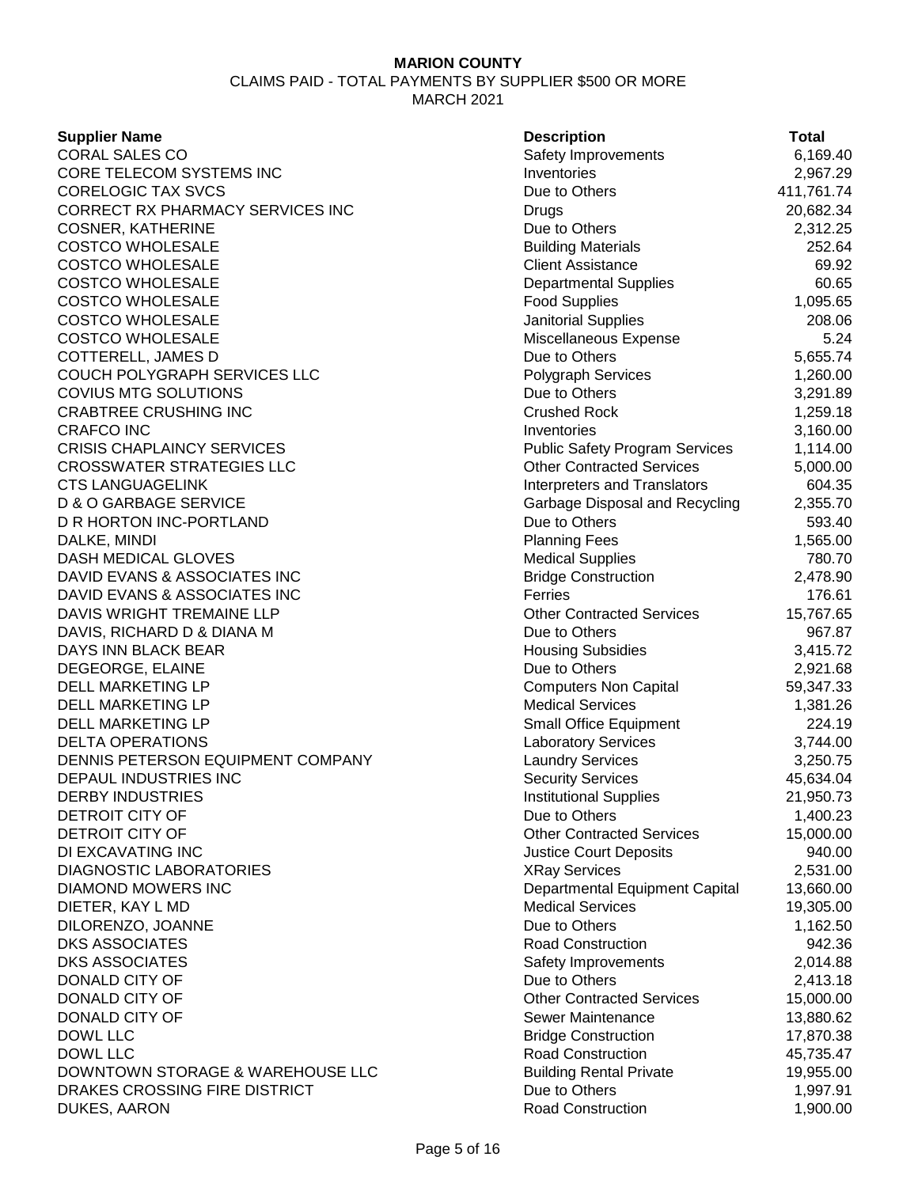**MARION COUNTY**

CLAIMS PAID - TOTAL PAYMENTS BY SUPPLIER $500 OR MORE

MARCH 2021

| Supplier Name | Description | Total |
|---|---|---|
| CORAL SALES CO | Safety Improvements | 6,169.40 |
| CORE TELECOM SYSTEMS INC | Inventories | 2,967.29 |
| CORELOGIC TAX SVCS | Due to Others | 411,761.74 |
| CORRECT RX PHARMACY SERVICES INC | Drugs | 20,682.34 |
| COSNER, KATHERINE | Due to Others | 2,312.25 |
| COSTCO WHOLESALE | Building Materials | 252.64 |
| COSTCO WHOLESALE | Client Assistance | 69.92 |
| COSTCO WHOLESALE | Departmental Supplies | 60.65 |
| COSTCO WHOLESALE | Food Supplies | 1,095.65 |
| COSTCO WHOLESALE | Janitorial Supplies | 208.06 |
| COSTCO WHOLESALE | Miscellaneous Expense | 5.24 |
| COTTERELL, JAMES D | Due to Others | 5,655.74 |
| COUCH POLYGRAPH SERVICES LLC | Polygraph Services | 1,260.00 |
| COVIUS MTG SOLUTIONS | Due to Others | 3,291.89 |
| CRABTREE CRUSHING INC | Crushed Rock | 1,259.18 |
| CRAFCO INC | Inventories | 3,160.00 |
| CRISIS CHAPLAINCY SERVICES | Public Safety Program Services | 1,114.00 |
| CROSSWATER STRATEGIES LLC | Other Contracted Services | 5,000.00 |
| CTS LANGUAGELINK | Interpreters and Translators | 604.35 |
| D & O GARBAGE SERVICE | Garbage Disposal and Recycling | 2,355.70 |
| D R HORTON INC-PORTLAND | Due to Others | 593.40 |
| DALKE, MINDI | Planning Fees | 1,565.00 |
| DASH MEDICAL GLOVES | Medical Supplies | 780.70 |
| DAVID EVANS & ASSOCIATES INC | Bridge Construction | 2,478.90 |
| DAVID EVANS & ASSOCIATES INC | Ferries | 176.61 |
| DAVIS WRIGHT TREMAINE LLP | Other Contracted Services | 15,767.65 |
| DAVIS, RICHARD D & DIANA M | Due to Others | 967.87 |
| DAYS INN BLACK BEAR | Housing Subsidies | 3,415.72 |
| DEGEORGE, ELAINE | Due to Others | 2,921.68 |
| DELL MARKETING LP | Computers Non Capital | 59,347.33 |
| DELL MARKETING LP | Medical Services | 1,381.26 |
| DELL MARKETING LP | Small Office Equipment | 224.19 |
| DELTA OPERATIONS | Laboratory Services | 3,744.00 |
| DENNIS PETERSON EQUIPMENT COMPANY | Laundry Services | 3,250.75 |
| DEPAUL INDUSTRIES INC | Security Services | 45,634.04 |
| DERBY INDUSTRIES | Institutional Supplies | 21,950.73 |
| DETROIT CITY OF | Due to Others | 1,400.23 |
| DETROIT CITY OF | Other Contracted Services | 15,000.00 |
| DI EXCAVATING INC | Justice Court Deposits | 940.00 |
| DIAGNOSTIC LABORATORIES | XRay Services | 2,531.00 |
| DIAMOND MOWERS INC | Departmental Equipment Capital | 13,660.00 |
| DIETER, KAY L MD | Medical Services | 19,305.00 |
| DILORENZO, JOANNE | Due to Others | 1,162.50 |
| DKS ASSOCIATES | Road Construction | 942.36 |
| DKS ASSOCIATES | Safety Improvements | 2,014.88 |
| DONALD CITY OF | Due to Others | 2,413.18 |
| DONALD CITY OF | Other Contracted Services | 15,000.00 |
| DONALD CITY OF | Sewer Maintenance | 13,880.62 |
| DOWL LLC | Bridge Construction | 17,870.38 |
| DOWL LLC | Road Construction | 45,735.47 |
| DOWNTOWN STORAGE & WAREHOUSE LLC | Building Rental Private | 19,955.00 |
| DRAKES CROSSING FIRE DISTRICT | Due to Others | 1,997.91 |
| DUKES, AARON | Road Construction | 1,900.00 |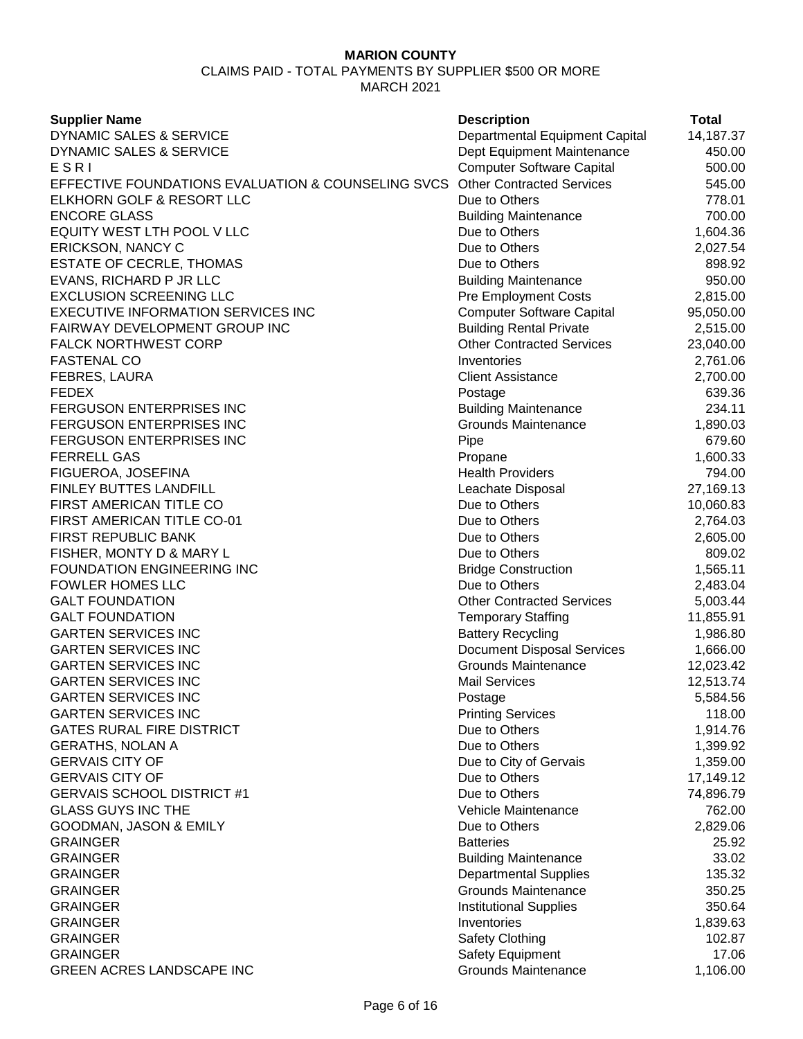**MARION COUNTY**

CLAIMS PAID - TOTAL PAYMENTS BY SUPPLIER $500 OR MORE

MARCH 2021

| Supplier Name | Description | Total |
|---|---|---|
| DYNAMIC SALES & SERVICE | Departmental Equipment Capital | 14,187.37 |
| DYNAMIC SALES & SERVICE | Dept Equipment Maintenance | 450.00 |
| E S R I | Computer Software Capital | 500.00 |
| EFFECTIVE FOUNDATIONS EVALUATION & COUNSELING SVCS | Other Contracted Services | 545.00 |
| ELKHORN GOLF & RESORT LLC | Due to Others | 778.01 |
| ENCORE GLASS | Building Maintenance | 700.00 |
| EQUITY WEST LTH POOL V LLC | Due to Others | 1,604.36 |
| ERICKSON, NANCY C | Due to Others | 2,027.54 |
| ESTATE OF CECRLE, THOMAS | Due to Others | 898.92 |
| EVANS, RICHARD P JR LLC | Building Maintenance | 950.00 |
| EXCLUSION SCREENING LLC | Pre Employment Costs | 2,815.00 |
| EXECUTIVE INFORMATION SERVICES INC | Computer Software Capital | 95,050.00 |
| FAIRWAY DEVELOPMENT GROUP INC | Building Rental Private | 2,515.00 |
| FALCK NORTHWEST CORP | Other Contracted Services | 23,040.00 |
| FASTENAL CO | Inventories | 2,761.06 |
| FEBRES, LAURA | Client Assistance | 2,700.00 |
| FEDEX | Postage | 639.36 |
| FERGUSON ENTERPRISES INC | Building Maintenance | 234.11 |
| FERGUSON ENTERPRISES INC | Grounds Maintenance | 1,890.03 |
| FERGUSON ENTERPRISES INC | Pipe | 679.60 |
| FERRELL GAS | Propane | 1,600.33 |
| FIGUEROA, JOSEFINA | Health Providers | 794.00 |
| FINLEY BUTTES LANDFILL | Leachate Disposal | 27,169.13 |
| FIRST AMERICAN TITLE CO | Due to Others | 10,060.83 |
| FIRST AMERICAN TITLE CO-01 | Due to Others | 2,764.03 |
| FIRST REPUBLIC BANK | Due to Others | 2,605.00 |
| FISHER, MONTY D & MARY L | Due to Others | 809.02 |
| FOUNDATION ENGINEERING INC | Bridge Construction | 1,565.11 |
| FOWLER HOMES LLC | Due to Others | 2,483.04 |
| GALT FOUNDATION | Other Contracted Services | 5,003.44 |
| GALT FOUNDATION | Temporary Staffing | 11,855.91 |
| GARTEN SERVICES INC | Battery Recycling | 1,986.80 |
| GARTEN SERVICES INC | Document Disposal Services | 1,666.00 |
| GARTEN SERVICES INC | Grounds Maintenance | 12,023.42 |
| GARTEN SERVICES INC | Mail Services | 12,513.74 |
| GARTEN SERVICES INC | Postage | 5,584.56 |
| GARTEN SERVICES INC | Printing Services | 118.00 |
| GATES RURAL FIRE DISTRICT | Due to Others | 1,914.76 |
| GERATHS, NOLAN A | Due to Others | 1,399.92 |
| GERVAIS CITY OF | Due to City of Gervais | 1,359.00 |
| GERVAIS CITY OF | Due to Others | 17,149.12 |
| GERVAIS SCHOOL DISTRICT #1 | Due to Others | 74,896.79 |
| GLASS GUYS INC THE | Vehicle Maintenance | 762.00 |
| GOODMAN, JASON & EMILY | Due to Others | 2,829.06 |
| GRAINGER | Batteries | 25.92 |
| GRAINGER | Building Maintenance | 33.02 |
| GRAINGER | Departmental Supplies | 135.32 |
| GRAINGER | Grounds Maintenance | 350.25 |
| GRAINGER | Institutional Supplies | 350.64 |
| GRAINGER | Inventories | 1,839.63 |
| GRAINGER | Safety Clothing | 102.87 |
| GRAINGER | Safety Equipment | 17.06 |
| GREEN ACRES LANDSCAPE INC | Grounds Maintenance | 1,106.00 |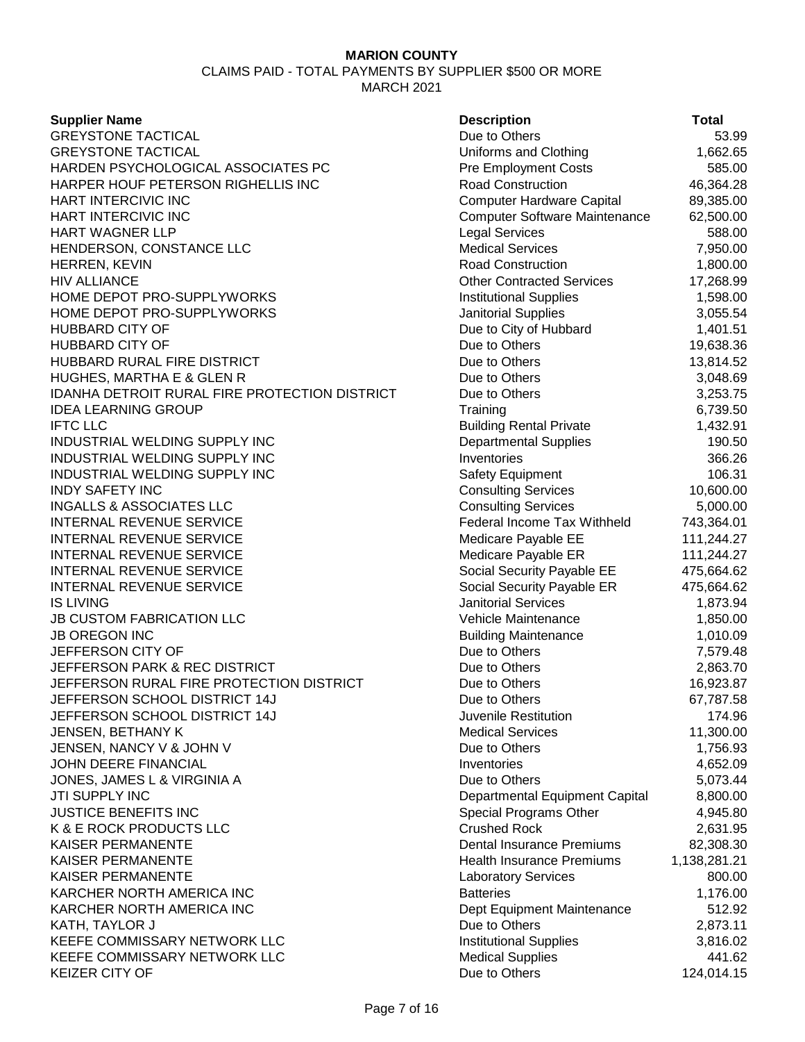**MARION COUNTY**

CLAIMS PAID - TOTAL PAYMENTS BY SUPPLIER $500 OR MORE

MARCH 2021

| Supplier Name | Description | Total |
|---|---|---|
| GREYSTONE TACTICAL | Due to Others | 53.99 |
| GREYSTONE TACTICAL | Uniforms and Clothing | 1,662.65 |
| HARDEN PSYCHOLOGICAL ASSOCIATES PC | Pre Employment Costs | 585.00 |
| HARPER HOUF PETERSON RIGHELLIS INC | Road Construction | 46,364.28 |
| HART INTERCIVIC INC | Computer Hardware Capital | 89,385.00 |
| HART INTERCIVIC INC | Computer Software Maintenance | 62,500.00 |
| HART WAGNER LLP | Legal Services | 588.00 |
| HENDERSON, CONSTANCE LLC | Medical Services | 7,950.00 |
| HERREN, KEVIN | Road Construction | 1,800.00 |
| HIV ALLIANCE | Other Contracted Services | 17,268.99 |
| HOME DEPOT PRO-SUPPLYWORKS | Institutional Supplies | 1,598.00 |
| HOME DEPOT PRO-SUPPLYWORKS | Janitorial Supplies | 3,055.54 |
| HUBBARD CITY OF | Due to City of Hubbard | 1,401.51 |
| HUBBARD CITY OF | Due to Others | 19,638.36 |
| HUBBARD RURAL FIRE DISTRICT | Due to Others | 13,814.52 |
| HUGHES, MARTHA E & GLEN R | Due to Others | 3,048.69 |
| IDANHA DETROIT RURAL FIRE PROTECTION DISTRICT | Due to Others | 3,253.75 |
| IDEA LEARNING GROUP | Training | 6,739.50 |
| IFTC LLC | Building Rental Private | 1,432.91 |
| INDUSTRIAL WELDING SUPPLY INC | Departmental Supplies | 190.50 |
| INDUSTRIAL WELDING SUPPLY INC | Inventories | 366.26 |
| INDUSTRIAL WELDING SUPPLY INC | Safety Equipment | 106.31 |
| INDY SAFETY INC | Consulting Services | 10,600.00 |
| INGALLS & ASSOCIATES LLC | Consulting Services | 5,000.00 |
| INTERNAL REVENUE SERVICE | Federal Income Tax Withheld | 743,364.01 |
| INTERNAL REVENUE SERVICE | Medicare Payable EE | 111,244.27 |
| INTERNAL REVENUE SERVICE | Medicare Payable ER | 111,244.27 |
| INTERNAL REVENUE SERVICE | Social Security Payable EE | 475,664.62 |
| INTERNAL REVENUE SERVICE | Social Security Payable ER | 475,664.62 |
| IS LIVING | Janitorial Services | 1,873.94 |
| JB CUSTOM FABRICATION LLC | Vehicle Maintenance | 1,850.00 |
| JB OREGON INC | Building Maintenance | 1,010.09 |
| JEFFERSON CITY OF | Due to Others | 7,579.48 |
| JEFFERSON PARK & REC DISTRICT | Due to Others | 2,863.70 |
| JEFFERSON RURAL FIRE PROTECTION DISTRICT | Due to Others | 16,923.87 |
| JEFFERSON SCHOOL DISTRICT 14J | Due to Others | 67,787.58 |
| JEFFERSON SCHOOL DISTRICT 14J | Juvenile Restitution | 174.96 |
| JENSEN, BETHANY K | Medical Services | 11,300.00 |
| JENSEN, NANCY V & JOHN V | Due to Others | 1,756.93 |
| JOHN DEERE FINANCIAL | Inventories | 4,652.09 |
| JONES, JAMES L & VIRGINIA A | Due to Others | 5,073.44 |
| JTI SUPPLY INC | Departmental Equipment Capital | 8,800.00 |
| JUSTICE BENEFITS INC | Special Programs Other | 4,945.80 |
| K & E ROCK PRODUCTS LLC | Crushed Rock | 2,631.95 |
| KAISER PERMANENTE | Dental Insurance Premiums | 82,308.30 |
| KAISER PERMANENTE | Health Insurance Premiums | 1,138,281.21 |
| KAISER PERMANENTE | Laboratory Services | 800.00 |
| KARCHER NORTH AMERICA INC | Batteries | 1,176.00 |
| KARCHER NORTH AMERICA INC | Dept Equipment Maintenance | 512.92 |
| KATH, TAYLOR J | Due to Others | 2,873.11 |
| KEEFE COMMISSARY NETWORK LLC | Institutional Supplies | 3,816.02 |
| KEEFE COMMISSARY NETWORK LLC | Medical Supplies | 441.62 |
| KEIZER CITY OF | Due to Others | 124,014.15 |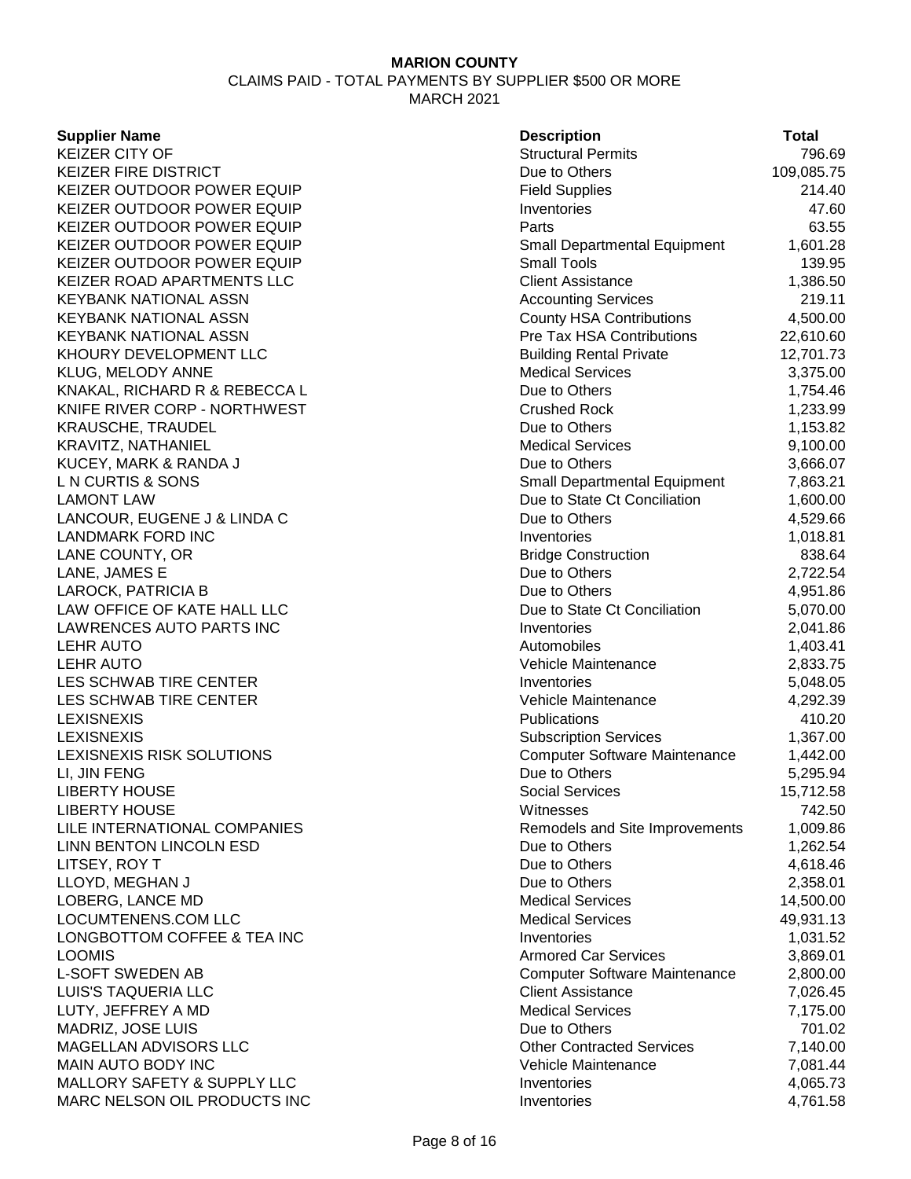**MARION COUNTY**

CLAIMS PAID - TOTAL PAYMENTS BY SUPPLIER $500 OR MORE

MARCH 2021

| Supplier Name | Description | Total |
|---|---|---|
| KEIZER CITY OF | Structural Permits | 796.69 |
| KEIZER FIRE DISTRICT | Due to Others | 109,085.75 |
| KEIZER OUTDOOR POWER EQUIP | Field Supplies | 214.40 |
| KEIZER OUTDOOR POWER EQUIP | Inventories | 47.60 |
| KEIZER OUTDOOR POWER EQUIP | Parts | 63.55 |
| KEIZER OUTDOOR POWER EQUIP | Small Departmental Equipment | 1,601.28 |
| KEIZER OUTDOOR POWER EQUIP | Small Tools | 139.95 |
| KEIZER ROAD APARTMENTS LLC | Client Assistance | 1,386.50 |
| KEYBANK NATIONAL ASSN | Accounting Services | 219.11 |
| KEYBANK NATIONAL ASSN | County HSA Contributions | 4,500.00 |
| KEYBANK NATIONAL ASSN | Pre Tax HSA Contributions | 22,610.60 |
| KHOURY DEVELOPMENT LLC | Building Rental Private | 12,701.73 |
| KLUG, MELODY ANNE | Medical Services | 3,375.00 |
| KNAKAL, RICHARD R & REBECCA L | Due to Others | 1,754.46 |
| KNIFE RIVER CORP - NORTHWEST | Crushed Rock | 1,233.99 |
| KRAUSCHE, TRAUDEL | Due to Others | 1,153.82 |
| KRAVITZ, NATHANIEL | Medical Services | 9,100.00 |
| KUCEY, MARK & RANDA J | Due to Others | 3,666.07 |
| L N CURTIS & SONS | Small Departmental Equipment | 7,863.21 |
| LAMONT LAW | Due to State Ct Conciliation | 1,600.00 |
| LANCOUR, EUGENE J & LINDA C | Due to Others | 4,529.66 |
| LANDMARK FORD INC | Inventories | 1,018.81 |
| LANE COUNTY, OR | Bridge Construction | 838.64 |
| LANE, JAMES E | Due to Others | 2,722.54 |
| LAROCK, PATRICIA B | Due to Others | 4,951.86 |
| LAW OFFICE OF KATE HALL LLC | Due to State Ct Conciliation | 5,070.00 |
| LAWRENCES AUTO PARTS INC | Inventories | 2,041.86 |
| LEHR AUTO | Automobiles | 1,403.41 |
| LEHR AUTO | Vehicle Maintenance | 2,833.75 |
| LES SCHWAB TIRE CENTER | Inventories | 5,048.05 |
| LES SCHWAB TIRE CENTER | Vehicle Maintenance | 4,292.39 |
| LEXISNEXIS | Publications | 410.20 |
| LEXISNEXIS | Subscription Services | 1,367.00 |
| LEXISNEXIS RISK SOLUTIONS | Computer Software Maintenance | 1,442.00 |
| LI, JIN FENG | Due to Others | 5,295.94 |
| LIBERTY HOUSE | Social Services | 15,712.58 |
| LIBERTY HOUSE | Witnesses | 742.50 |
| LILE INTERNATIONAL COMPANIES | Remodels and Site Improvements | 1,009.86 |
| LINN BENTON LINCOLN ESD | Due to Others | 1,262.54 |
| LITSEY, ROY T | Due to Others | 4,618.46 |
| LLOYD, MEGHAN J | Due to Others | 2,358.01 |
| LOBERG, LANCE MD | Medical Services | 14,500.00 |
| LOCUMTENENS.COM LLC | Medical Services | 49,931.13 |
| LONGBOTTOM COFFEE & TEA INC | Inventories | 1,031.52 |
| LOOMIS | Armored Car Services | 3,869.01 |
| L-SOFT SWEDEN AB | Computer Software Maintenance | 2,800.00 |
| LUIS'S TAQUERIA LLC | Client Assistance | 7,026.45 |
| LUTY, JEFFREY A MD | Medical Services | 7,175.00 |
| MADRIZ, JOSE LUIS | Due to Others | 701.02 |
| MAGELLAN ADVISORS LLC | Other Contracted Services | 7,140.00 |
| MAIN AUTO BODY INC | Vehicle Maintenance | 7,081.44 |
| MALLORY SAFETY & SUPPLY LLC | Inventories | 4,065.73 |
| MARC NELSON OIL PRODUCTS INC | Inventories | 4,761.58 |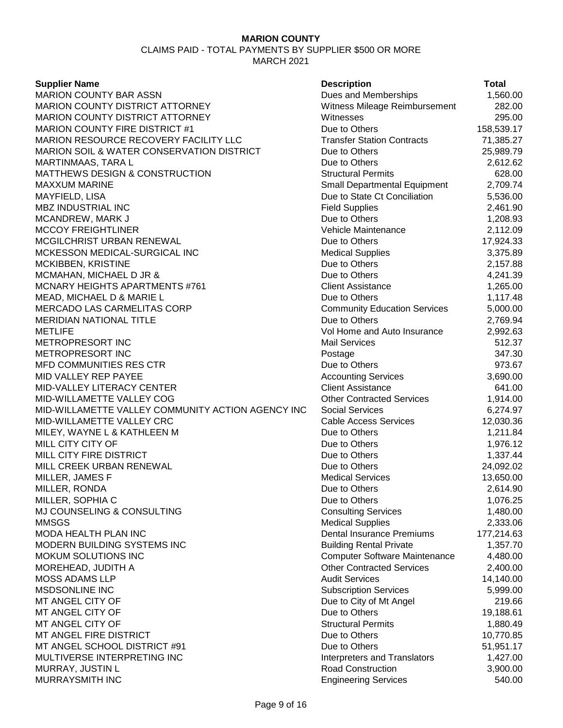**MARION COUNTY**

CLAIMS PAID - TOTAL PAYMENTS BY SUPPLIER $500 OR MORE

MARCH 2021

| Supplier Name | Description | Total |
|---|---|---|
| MARION COUNTY BAR ASSN | Dues and Memberships | 1,560.00 |
| MARION COUNTY DISTRICT ATTORNEY | Witness Mileage Reimbursement | 282.00 |
| MARION COUNTY DISTRICT ATTORNEY | Witnesses | 295.00 |
| MARION COUNTY FIRE DISTRICT #1 | Due to Others | 158,539.17 |
| MARION RESOURCE RECOVERY FACILITY LLC | Transfer Station Contracts | 71,385.27 |
| MARION SOIL & WATER CONSERVATION DISTRICT | Due to Others | 25,989.79 |
| MARTINMAAS, TARA L | Due to Others | 2,612.62 |
| MATTHEWS DESIGN & CONSTRUCTION | Structural Permits | 628.00 |
| MAXXUM MARINE | Small Departmental Equipment | 2,709.74 |
| MAYFIELD, LISA | Due to State Ct Conciliation | 5,536.00 |
| MBZ INDUSTRIAL INC | Field Supplies | 2,461.90 |
| MCANDREW, MARK J | Due to Others | 1,208.93 |
| MCCOY FREIGHTLINER | Vehicle Maintenance | 2,112.09 |
| MCGILCHRIST URBAN RENEWAL | Due to Others | 17,924.33 |
| MCKESSON MEDICAL-SURGICAL INC | Medical Supplies | 3,375.89 |
| MCKIBBEN, KRISTINE | Due to Others | 2,157.88 |
| MCMAHAN, MICHAEL D JR & | Due to Others | 4,241.39 |
| MCNARY HEIGHTS APARTMENTS #761 | Client Assistance | 1,265.00 |
| MEAD, MICHAEL D & MARIE L | Due to Others | 1,117.48 |
| MERCADO LAS CARMELITAS CORP | Community Education Services | 5,000.00 |
| MERIDIAN NATIONAL TITLE | Due to Others | 2,769.94 |
| METLIFE | Vol Home and Auto Insurance | 2,992.63 |
| METROPRESORT INC | Mail Services | 512.37 |
| METROPRESORT INC | Postage | 347.30 |
| MFD COMMUNITIES RES CTR | Due to Others | 973.67 |
| MID VALLEY REP PAYEE | Accounting Services | 3,690.00 |
| MID-VALLEY LITERACY CENTER | Client Assistance | 641.00 |
| MID-WILLAMETTE VALLEY COG | Other Contracted Services | 1,914.00 |
| MID-WILLAMETTE VALLEY COMMUNITY ACTION AGENCY INC | Social Services | 6,274.97 |
| MID-WILLAMETTE VALLEY CRC | Cable Access Services | 12,030.36 |
| MILEY, WAYNE L & KATHLEEN M | Due to Others | 1,211.84 |
| MILL CITY CITY OF | Due to Others | 1,976.12 |
| MILL CITY FIRE DISTRICT | Due to Others | 1,337.44 |
| MILL CREEK URBAN RENEWAL | Due to Others | 24,092.02 |
| MILLER, JAMES F | Medical Services | 13,650.00 |
| MILLER, RONDA | Due to Others | 2,614.90 |
| MILLER, SOPHIA C | Due to Others | 1,076.25 |
| MJ COUNSELING & CONSULTING | Consulting Services | 1,480.00 |
| MMSGS | Medical Supplies | 2,333.06 |
| MODA HEALTH PLAN INC | Dental Insurance Premiums | 177,214.63 |
| MODERN BUILDING SYSTEMS INC | Building Rental Private | 1,357.70 |
| MOKUM SOLUTIONS INC | Computer Software Maintenance | 4,480.00 |
| MOREHEAD, JUDITH A | Other Contracted Services | 2,400.00 |
| MOSS ADAMS LLP | Audit Services | 14,140.00 |
| MSDSONLINE INC | Subscription Services | 5,999.00 |
| MT ANGEL CITY OF | Due to City of Mt Angel | 219.66 |
| MT ANGEL CITY OF | Due to Others | 19,188.61 |
| MT ANGEL CITY OF | Structural Permits | 1,880.49 |
| MT ANGEL FIRE DISTRICT | Due to Others | 10,770.85 |
| MT ANGEL SCHOOL DISTRICT #91 | Due to Others | 51,951.17 |
| MULTIVERSE INTERPRETING INC | Interpreters and Translators | 1,427.00 |
| MURRAY, JUSTIN L | Road Construction | 3,900.00 |
| MURRAYSMITH INC | Engineering Services | 540.00 |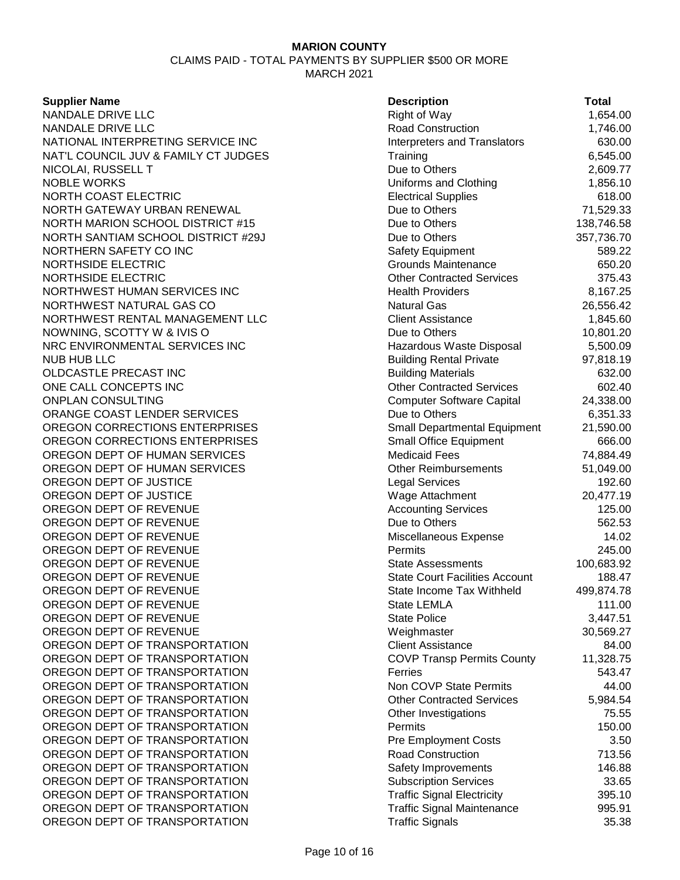**MARION COUNTY**

CLAIMS PAID - TOTAL PAYMENTS BY SUPPLIER $500 OR MORE

MARCH 2021

| Supplier Name | Description | Total |
|---|---|---|
| NANDALE DRIVE LLC | Right of Way | 1,654.00 |
| NANDALE DRIVE LLC | Road Construction | 1,746.00 |
| NATIONAL INTERPRETING SERVICE INC | Interpreters and Translators | 630.00 |
| NAT'L COUNCIL JUV & FAMILY CT JUDGES | Training | 6,545.00 |
| NICOLAI, RUSSELL T | Due to Others | 2,609.77 |
| NOBLE WORKS | Uniforms and Clothing | 1,856.10 |
| NORTH COAST ELECTRIC | Electrical Supplies | 618.00 |
| NORTH GATEWAY URBAN RENEWAL | Due to Others | 71,529.33 |
| NORTH MARION SCHOOL DISTRICT #15 | Due to Others | 138,746.58 |
| NORTH SANTIAM SCHOOL DISTRICT #29J | Due to Others | 357,736.70 |
| NORTHERN SAFETY CO INC | Safety Equipment | 589.22 |
| NORTHSIDE ELECTRIC | Grounds Maintenance | 650.20 |
| NORTHSIDE ELECTRIC | Other Contracted Services | 375.43 |
| NORTHWEST HUMAN SERVICES INC | Health Providers | 8,167.25 |
| NORTHWEST NATURAL GAS CO | Natural Gas | 26,556.42 |
| NORTHWEST RENTAL MANAGEMENT LLC | Client Assistance | 1,845.60 |
| NOWNING, SCOTTY W & IVIS O | Due to Others | 10,801.20 |
| NRC ENVIRONMENTAL SERVICES INC | Hazardous Waste Disposal | 5,500.09 |
| NUB HUB LLC | Building Rental Private | 97,818.19 |
| OLDCASTLE PRECAST INC | Building Materials | 632.00 |
| ONE CALL CONCEPTS INC | Other Contracted Services | 602.40 |
| ONPLAN CONSULTING | Computer Software Capital | 24,338.00 |
| ORANGE COAST LENDER SERVICES | Due to Others | 6,351.33 |
| OREGON CORRECTIONS ENTERPRISES | Small Departmental Equipment | 21,590.00 |
| OREGON CORRECTIONS ENTERPRISES | Small Office Equipment | 666.00 |
| OREGON DEPT OF HUMAN SERVICES | Medicaid Fees | 74,884.49 |
| OREGON DEPT OF HUMAN SERVICES | Other Reimbursements | 51,049.00 |
| OREGON DEPT OF JUSTICE | Legal Services | 192.60 |
| OREGON DEPT OF JUSTICE | Wage Attachment | 20,477.19 |
| OREGON DEPT OF REVENUE | Accounting Services | 125.00 |
| OREGON DEPT OF REVENUE | Due to Others | 562.53 |
| OREGON DEPT OF REVENUE | Miscellaneous Expense | 14.02 |
| OREGON DEPT OF REVENUE | Permits | 245.00 |
| OREGON DEPT OF REVENUE | State Assessments | 100,683.92 |
| OREGON DEPT OF REVENUE | State Court Facilities Account | 188.47 |
| OREGON DEPT OF REVENUE | State Income Tax Withheld | 499,874.78 |
| OREGON DEPT OF REVENUE | State LEMLA | 111.00 |
| OREGON DEPT OF REVENUE | State Police | 3,447.51 |
| OREGON DEPT OF REVENUE | Weighmaster | 30,569.27 |
| OREGON DEPT OF TRANSPORTATION | Client Assistance | 84.00 |
| OREGON DEPT OF TRANSPORTATION | COVP Transp Permits County | 11,328.75 |
| OREGON DEPT OF TRANSPORTATION | Ferries | 543.47 |
| OREGON DEPT OF TRANSPORTATION | Non COVP State Permits | 44.00 |
| OREGON DEPT OF TRANSPORTATION | Other Contracted Services | 5,984.54 |
| OREGON DEPT OF TRANSPORTATION | Other Investigations | 75.55 |
| OREGON DEPT OF TRANSPORTATION | Permits | 150.00 |
| OREGON DEPT OF TRANSPORTATION | Pre Employment Costs | 3.50 |
| OREGON DEPT OF TRANSPORTATION | Road Construction | 713.56 |
| OREGON DEPT OF TRANSPORTATION | Safety Improvements | 146.88 |
| OREGON DEPT OF TRANSPORTATION | Subscription Services | 33.65 |
| OREGON DEPT OF TRANSPORTATION | Traffic Signal Electricity | 395.10 |
| OREGON DEPT OF TRANSPORTATION | Traffic Signal Maintenance | 995.91 |
| OREGON DEPT OF TRANSPORTATION | Traffic Signals | 35.38 |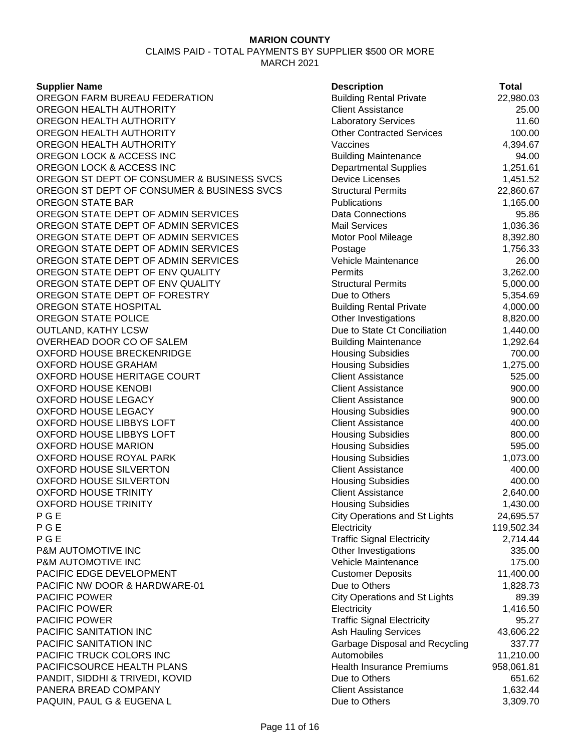**MARION COUNTY**

CLAIMS PAID - TOTAL PAYMENTS BY SUPPLIER $500 OR MORE

MARCH 2021

| Supplier Name | Description | Total |
|---|---|---|
| OREGON FARM BUREAU FEDERATION | Building Rental Private | 22,980.03 |
| OREGON HEALTH AUTHORITY | Client Assistance | 25.00 |
| OREGON HEALTH AUTHORITY | Laboratory Services | 11.60 |
| OREGON HEALTH AUTHORITY | Other Contracted Services | 100.00 |
| OREGON HEALTH AUTHORITY | Vaccines | 4,394.67 |
| OREGON LOCK & ACCESS INC | Building Maintenance | 94.00 |
| OREGON LOCK & ACCESS INC | Departmental Supplies | 1,251.61 |
| OREGON ST DEPT OF CONSUMER & BUSINESS SVCS | Device Licenses | 1,451.52 |
| OREGON ST DEPT OF CONSUMER & BUSINESS SVCS | Structural Permits | 22,860.67 |
| OREGON STATE BAR | Publications | 1,165.00 |
| OREGON STATE DEPT OF ADMIN SERVICES | Data Connections | 95.86 |
| OREGON STATE DEPT OF ADMIN SERVICES | Mail Services | 1,036.36 |
| OREGON STATE DEPT OF ADMIN SERVICES | Motor Pool Mileage | 8,392.80 |
| OREGON STATE DEPT OF ADMIN SERVICES | Postage | 1,756.33 |
| OREGON STATE DEPT OF ADMIN SERVICES | Vehicle Maintenance | 26.00 |
| OREGON STATE DEPT OF ENV QUALITY | Permits | 3,262.00 |
| OREGON STATE DEPT OF ENV QUALITY | Structural Permits | 5,000.00 |
| OREGON STATE DEPT OF FORESTRY | Due to Others | 5,354.69 |
| OREGON STATE HOSPITAL | Building Rental Private | 4,000.00 |
| OREGON STATE POLICE | Other Investigations | 8,820.00 |
| OUTLAND, KATHY LCSW | Due to State Ct Conciliation | 1,440.00 |
| OVERHEAD DOOR CO OF SALEM | Building Maintenance | 1,292.64 |
| OXFORD HOUSE BRECKENRIDGE | Housing Subsidies | 700.00 |
| OXFORD HOUSE GRAHAM | Housing Subsidies | 1,275.00 |
| OXFORD HOUSE HERITAGE COURT | Client Assistance | 525.00 |
| OXFORD HOUSE KENOBI | Client Assistance | 900.00 |
| OXFORD HOUSE LEGACY | Client Assistance | 900.00 |
| OXFORD HOUSE LEGACY | Housing Subsidies | 900.00 |
| OXFORD HOUSE LIBBYS LOFT | Client Assistance | 400.00 |
| OXFORD HOUSE LIBBYS LOFT | Housing Subsidies | 800.00 |
| OXFORD HOUSE MARION | Housing Subsidies | 595.00 |
| OXFORD HOUSE ROYAL PARK | Housing Subsidies | 1,073.00 |
| OXFORD HOUSE SILVERTON | Client Assistance | 400.00 |
| OXFORD HOUSE SILVERTON | Housing Subsidies | 400.00 |
| OXFORD HOUSE TRINITY | Client Assistance | 2,640.00 |
| OXFORD HOUSE TRINITY | Housing Subsidies | 1,430.00 |
| P G E | City Operations and St Lights | 24,695.57 |
| P G E | Electricity | 119,502.34 |
| P G E | Traffic Signal Electricity | 2,714.44 |
| P&M AUTOMOTIVE INC | Other Investigations | 335.00 |
| P&M AUTOMOTIVE INC | Vehicle Maintenance | 175.00 |
| PACIFIC EDGE DEVELOPMENT | Customer Deposits | 11,400.00 |
| PACIFIC NW DOOR & HARDWARE-01 | Due to Others | 1,828.73 |
| PACIFIC POWER | City Operations and St Lights | 89.39 |
| PACIFIC POWER | Electricity | 1,416.50 |
| PACIFIC POWER | Traffic Signal Electricity | 95.27 |
| PACIFIC SANITATION INC | Ash Hauling Services | 43,606.22 |
| PACIFIC SANITATION INC | Garbage Disposal and Recycling | 337.77 |
| PACIFIC TRUCK COLORS INC | Automobiles | 11,210.00 |
| PACIFICSOURCE HEALTH PLANS | Health Insurance Premiums | 958,061.81 |
| PANDIT, SIDDHI & TRIVEDI, KOVID | Due to Others | 651.62 |
| PANERA BREAD COMPANY | Client Assistance | 1,632.44 |
| PAQUIN, PAUL G & EUGENA L | Due to Others | 3,309.70 |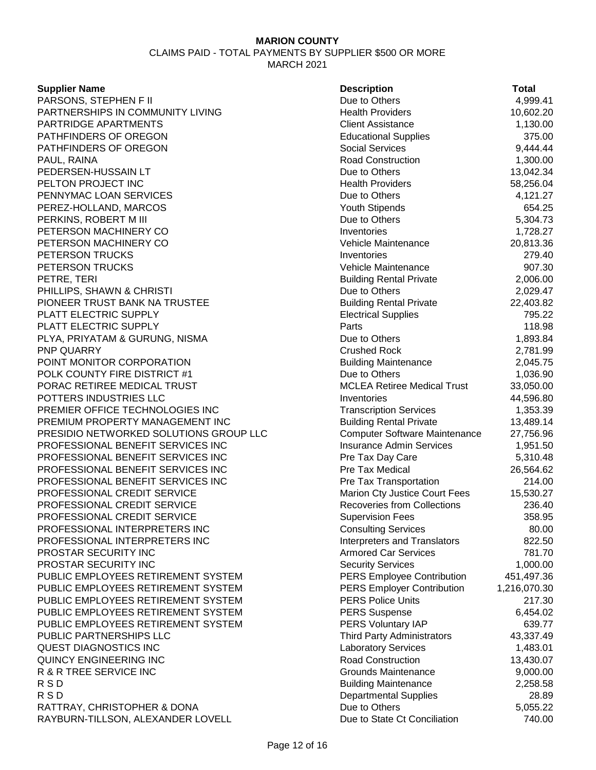**MARION COUNTY**

CLAIMS PAID - TOTAL PAYMENTS BY SUPPLIER $500 OR MORE

MARCH 2021

| Supplier Name | Description | Total |
|---|---|---|
| PARSONS, STEPHEN F II | Due to Others | 4,999.41 |
| PARTNERSHIPS IN COMMUNITY LIVING | Health Providers | 10,602.20 |
| PARTRIDGE APARTMENTS | Client Assistance | 1,130.00 |
| PATHFINDERS OF OREGON | Educational Supplies | 375.00 |
| PATHFINDERS OF OREGON | Social Services | 9,444.44 |
| PAUL, RAINA | Road Construction | 1,300.00 |
| PEDERSEN-HUSSAIN LT | Due to Others | 13,042.34 |
| PELTON PROJECT INC | Health Providers | 58,256.04 |
| PENNYMAC LOAN SERVICES | Due to Others | 4,121.27 |
| PEREZ-HOLLAND, MARCOS | Youth Stipends | 654.25 |
| PERKINS, ROBERT M III | Due to Others | 5,304.73 |
| PETERSON MACHINERY CO | Inventories | 1,728.27 |
| PETERSON MACHINERY CO | Vehicle Maintenance | 20,813.36 |
| PETERSON TRUCKS | Inventories | 279.40 |
| PETERSON TRUCKS | Vehicle Maintenance | 907.30 |
| PETRE, TERI | Building Rental Private | 2,006.00 |
| PHILLIPS, SHAWN & CHRISTI | Due to Others | 2,029.47 |
| PIONEER TRUST BANK NA TRUSTEE | Building Rental Private | 22,403.82 |
| PLATT ELECTRIC SUPPLY | Electrical Supplies | 795.22 |
| PLATT ELECTRIC SUPPLY | Parts | 118.98 |
| PLYA, PRIYATAM & GURUNG, NISMA | Due to Others | 1,893.84 |
| PNP QUARRY | Crushed Rock | 2,781.99 |
| POINT MONITOR CORPORATION | Building Maintenance | 2,045.75 |
| POLK COUNTY FIRE DISTRICT #1 | Due to Others | 1,036.90 |
| PORAC RETIREE MEDICAL TRUST | MCLEA Retiree Medical Trust | 33,050.00 |
| POTTERS INDUSTRIES LLC | Inventories | 44,596.80 |
| PREMIER OFFICE TECHNOLOGIES INC | Transcription Services | 1,353.39 |
| PREMIUM PROPERTY MANAGEMENT INC | Building Rental Private | 13,489.14 |
| PRESIDIO NETWORKED SOLUTIONS GROUP LLC | Computer Software Maintenance | 27,756.96 |
| PROFESSIONAL BENEFIT SERVICES INC | Insurance Admin Services | 1,951.50 |
| PROFESSIONAL BENEFIT SERVICES INC | Pre Tax Day Care | 5,310.48 |
| PROFESSIONAL BENEFIT SERVICES INC | Pre Tax Medical | 26,564.62 |
| PROFESSIONAL BENEFIT SERVICES INC | Pre Tax Transportation | 214.00 |
| PROFESSIONAL CREDIT SERVICE | Marion Cty Justice Court Fees | 15,530.27 |
| PROFESSIONAL CREDIT SERVICE | Recoveries from Collections | 236.40 |
| PROFESSIONAL CREDIT SERVICE | Supervision Fees | 358.95 |
| PROFESSIONAL INTERPRETERS INC | Consulting Services | 80.00 |
| PROFESSIONAL INTERPRETERS INC | Interpreters and Translators | 822.50 |
| PROSTAR SECURITY INC | Armored Car Services | 781.70 |
| PROSTAR SECURITY INC | Security Services | 1,000.00 |
| PUBLIC EMPLOYEES RETIREMENT SYSTEM | PERS Employee Contribution | 451,497.36 |
| PUBLIC EMPLOYEES RETIREMENT SYSTEM | PERS Employer Contribution | 1,216,070.30 |
| PUBLIC EMPLOYEES RETIREMENT SYSTEM | PERS Police Units | 217.30 |
| PUBLIC EMPLOYEES RETIREMENT SYSTEM | PERS Suspense | 6,454.02 |
| PUBLIC EMPLOYEES RETIREMENT SYSTEM | PERS Voluntary IAP | 639.77 |
| PUBLIC PARTNERSHIPS LLC | Third Party Administrators | 43,337.49 |
| QUEST DIAGNOSTICS INC | Laboratory Services | 1,483.01 |
| QUINCY ENGINEERING INC | Road Construction | 13,430.07 |
| R & R TREE SERVICE INC | Grounds Maintenance | 9,000.00 |
| R S D | Building Maintenance | 2,258.58 |
| R S D | Departmental Supplies | 28.89 |
| RATTRAY, CHRISTOPHER & DONA | Due to Others | 5,055.22 |
| RAYBURN-TILLSON, ALEXANDER LOVELL | Due to State Ct Conciliation | 740.00 |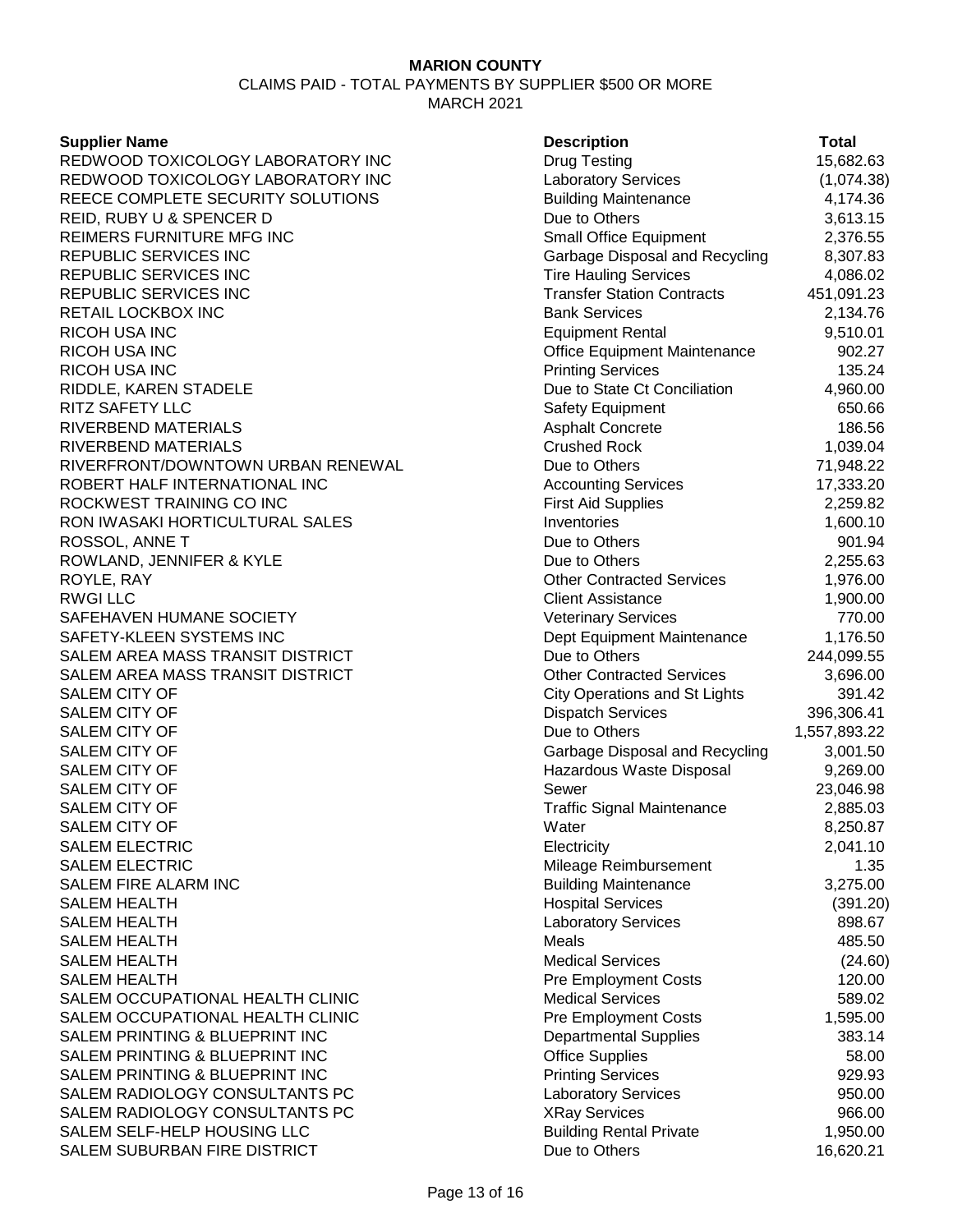**MARION COUNTY**

CLAIMS PAID - TOTAL PAYMENTS BY SUPPLIER $500 OR MORE

MARCH 2021

| Supplier Name | Description | Total |
|---|---|---|
| REDWOOD TOXICOLOGY LABORATORY INC | Drug Testing | 15,682.63 |
| REDWOOD TOXICOLOGY LABORATORY INC | Laboratory Services | (1,074.38) |
| REECE COMPLETE SECURITY SOLUTIONS | Building Maintenance | 4,174.36 |
| REID, RUBY U & SPENCER D | Due to Others | 3,613.15 |
| REIMERS FURNITURE MFG INC | Small Office Equipment | 2,376.55 |
| REPUBLIC SERVICES INC | Garbage Disposal and Recycling | 8,307.83 |
| REPUBLIC SERVICES INC | Tire Hauling Services | 4,086.02 |
| REPUBLIC SERVICES INC | Transfer Station Contracts | 451,091.23 |
| RETAIL LOCKBOX INC | Bank Services | 2,134.76 |
| RICOH USA INC | Equipment Rental | 9,510.01 |
| RICOH USA INC | Office Equipment Maintenance | 902.27 |
| RICOH USA INC | Printing Services | 135.24 |
| RIDDLE, KAREN STADELE | Due to State Ct Conciliation | 4,960.00 |
| RITZ SAFETY LLC | Safety Equipment | 650.66 |
| RIVERBEND MATERIALS | Asphalt Concrete | 186.56 |
| RIVERBEND MATERIALS | Crushed Rock | 1,039.04 |
| RIVERFRONT/DOWNTOWN URBAN RENEWAL | Due to Others | 71,948.22 |
| ROBERT HALF INTERNATIONAL INC | Accounting Services | 17,333.20 |
| ROCKWEST TRAINING CO INC | First Aid Supplies | 2,259.82 |
| RON IWASAKI HORTICULTURAL SALES | Inventories | 1,600.10 |
| ROSSOL, ANNE T | Due to Others | 901.94 |
| ROWLAND, JENNIFER & KYLE | Due to Others | 2,255.63 |
| ROYLE, RAY | Other Contracted Services | 1,976.00 |
| RWGI LLC | Client Assistance | 1,900.00 |
| SAFEHAVEN HUMANE SOCIETY | Veterinary Services | 770.00 |
| SAFETY-KLEEN SYSTEMS INC | Dept Equipment Maintenance | 1,176.50 |
| SALEM AREA MASS TRANSIT DISTRICT | Due to Others | 244,099.55 |
| SALEM AREA MASS TRANSIT DISTRICT | Other Contracted Services | 3,696.00 |
| SALEM CITY OF | City Operations and St Lights | 391.42 |
| SALEM CITY OF | Dispatch Services | 396,306.41 |
| SALEM CITY OF | Due to Others | 1,557,893.22 |
| SALEM CITY OF | Garbage Disposal and Recycling | 3,001.50 |
| SALEM CITY OF | Hazardous Waste Disposal | 9,269.00 |
| SALEM CITY OF | Sewer | 23,046.98 |
| SALEM CITY OF | Traffic Signal Maintenance | 2,885.03 |
| SALEM CITY OF | Water | 8,250.87 |
| SALEM ELECTRIC | Electricity | 2,041.10 |
| SALEM ELECTRIC | Mileage Reimbursement | 1.35 |
| SALEM FIRE ALARM INC | Building Maintenance | 3,275.00 |
| SALEM HEALTH | Hospital Services | (391.20) |
| SALEM HEALTH | Laboratory Services | 898.67 |
| SALEM HEALTH | Meals | 485.50 |
| SALEM HEALTH | Medical Services | (24.60) |
| SALEM HEALTH | Pre Employment Costs | 120.00 |
| SALEM OCCUPATIONAL HEALTH CLINIC | Medical Services | 589.02 |
| SALEM OCCUPATIONAL HEALTH CLINIC | Pre Employment Costs | 1,595.00 |
| SALEM PRINTING & BLUEPRINT INC | Departmental Supplies | 383.14 |
| SALEM PRINTING & BLUEPRINT INC | Office Supplies | 58.00 |
| SALEM PRINTING & BLUEPRINT INC | Printing Services | 929.93 |
| SALEM RADIOLOGY CONSULTANTS PC | Laboratory Services | 950.00 |
| SALEM RADIOLOGY CONSULTANTS PC | XRay Services | 966.00 |
| SALEM SELF-HELP HOUSING LLC | Building Rental Private | 1,950.00 |
| SALEM SUBURBAN FIRE DISTRICT | Due to Others | 16,620.21 |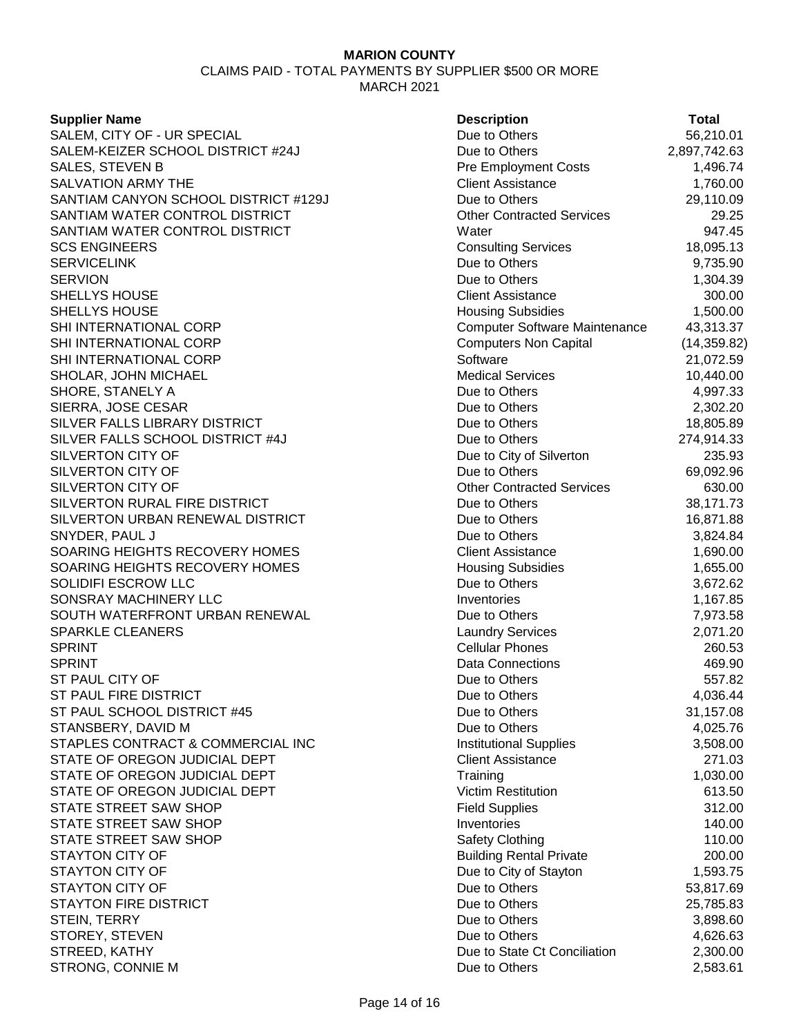**MARION COUNTY**

CLAIMS PAID - TOTAL PAYMENTS BY SUPPLIER $500 OR MORE

MARCH 2021

| Supplier Name | Description | Total |
|---|---|---|
| SALEM, CITY OF - UR SPECIAL | Due to Others | 56,210.01 |
| SALEM-KEIZER SCHOOL DISTRICT #24J | Due to Others | 2,897,742.63 |
| SALES, STEVEN B | Pre Employment Costs | 1,496.74 |
| SALVATION ARMY THE | Client Assistance | 1,760.00 |
| SANTIAM CANYON SCHOOL DISTRICT #129J | Due to Others | 29,110.09 |
| SANTIAM WATER CONTROL DISTRICT | Other Contracted Services | 29.25 |
| SANTIAM WATER CONTROL DISTRICT | Water | 947.45 |
| SCS ENGINEERS | Consulting Services | 18,095.13 |
| SERVICELINK | Due to Others | 9,735.90 |
| SERVION | Due to Others | 1,304.39 |
| SHELLYS HOUSE | Client Assistance | 300.00 |
| SHELLYS HOUSE | Housing Subsidies | 1,500.00 |
| SHI INTERNATIONAL CORP | Computer Software Maintenance | 43,313.37 |
| SHI INTERNATIONAL CORP | Computers Non Capital | (14,359.82) |
| SHI INTERNATIONAL CORP | Software | 21,072.59 |
| SHOLAR, JOHN MICHAEL | Medical Services | 10,440.00 |
| SHORE, STANELY A | Due to Others | 4,997.33 |
| SIERRA, JOSE CESAR | Due to Others | 2,302.20 |
| SILVER FALLS LIBRARY DISTRICT | Due to Others | 18,805.89 |
| SILVER FALLS SCHOOL DISTRICT #4J | Due to Others | 274,914.33 |
| SILVERTON CITY OF | Due to City of Silverton | 235.93 |
| SILVERTON CITY OF | Due to Others | 69,092.96 |
| SILVERTON CITY OF | Other Contracted Services | 630.00 |
| SILVERTON RURAL FIRE DISTRICT | Due to Others | 38,171.73 |
| SILVERTON URBAN RENEWAL DISTRICT | Due to Others | 16,871.88 |
| SNYDER, PAUL J | Due to Others | 3,824.84 |
| SOARING HEIGHTS RECOVERY HOMES | Client Assistance | 1,690.00 |
| SOARING HEIGHTS RECOVERY HOMES | Housing Subsidies | 1,655.00 |
| SOLIDIFI ESCROW LLC | Due to Others | 3,672.62 |
| SONSRAY MACHINERY LLC | Inventories | 1,167.85 |
| SOUTH WATERFRONT URBAN RENEWAL | Due to Others | 7,973.58 |
| SPARKLE CLEANERS | Laundry Services | 2,071.20 |
| SPRINT | Cellular Phones | 260.53 |
| SPRINT | Data Connections | 469.90 |
| ST PAUL CITY OF | Due to Others | 557.82 |
| ST PAUL FIRE DISTRICT | Due to Others | 4,036.44 |
| ST PAUL SCHOOL DISTRICT #45 | Due to Others | 31,157.08 |
| STANSBERY, DAVID M | Due to Others | 4,025.76 |
| STAPLES CONTRACT & COMMERCIAL INC | Institutional Supplies | 3,508.00 |
| STATE OF OREGON JUDICIAL DEPT | Client Assistance | 271.03 |
| STATE OF OREGON JUDICIAL DEPT | Training | 1,030.00 |
| STATE OF OREGON JUDICIAL DEPT | Victim Restitution | 613.50 |
| STATE STREET SAW SHOP | Field Supplies | 312.00 |
| STATE STREET SAW SHOP | Inventories | 140.00 |
| STATE STREET SAW SHOP | Safety Clothing | 110.00 |
| STAYTON CITY OF | Building Rental Private | 200.00 |
| STAYTON CITY OF | Due to City of Stayton | 1,593.75 |
| STAYTON CITY OF | Due to Others | 53,817.69 |
| STAYTON FIRE DISTRICT | Due to Others | 25,785.83 |
| STEIN, TERRY | Due to Others | 3,898.60 |
| STOREY, STEVEN | Due to Others | 4,626.63 |
| STREED, KATHY | Due to State Ct Conciliation | 2,300.00 |
| STRONG, CONNIE M | Due to Others | 2,583.61 |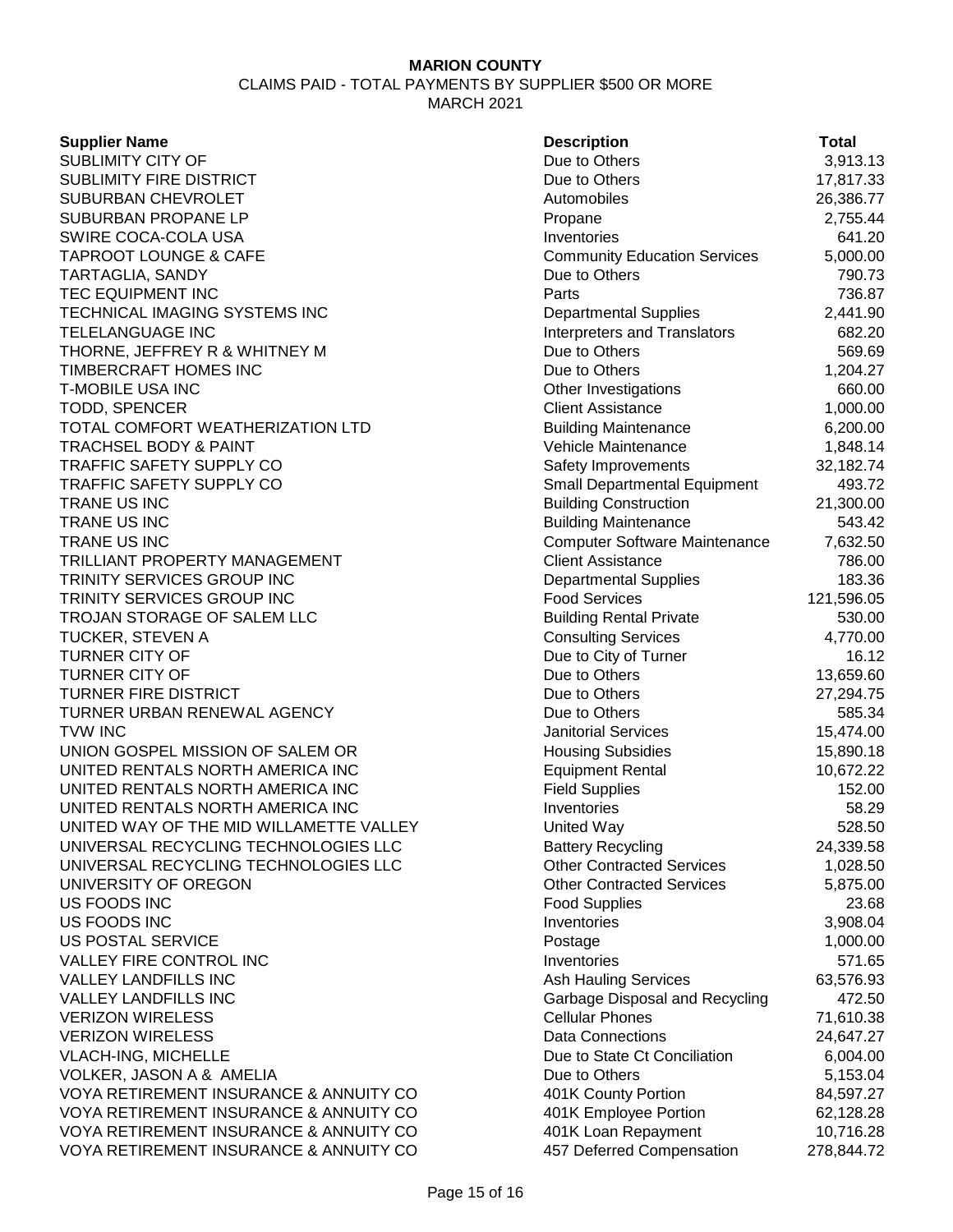**MARION COUNTY**

CLAIMS PAID - TOTAL PAYMENTS BY SUPPLIER $500 OR MORE

MARCH 2021

| Supplier Name | Description | Total |
|---|---|---|
| SUBLIMITY CITY OF | Due to Others | 3,913.13 |
| SUBLIMITY FIRE DISTRICT | Due to Others | 17,817.33 |
| SUBURBAN CHEVROLET | Automobiles | 26,386.77 |
| SUBURBAN PROPANE LP | Propane | 2,755.44 |
| SWIRE COCA-COLA USA | Inventories | 641.20 |
| TAPROOT LOUNGE & CAFE | Community Education Services | 5,000.00 |
| TARTAGLIA, SANDY | Due to Others | 790.73 |
| TEC EQUIPMENT INC | Parts | 736.87 |
| TECHNICAL IMAGING SYSTEMS INC | Departmental Supplies | 2,441.90 |
| TELELANGUAGE INC | Interpreters and Translators | 682.20 |
| THORNE, JEFFREY R & WHITNEY M | Due to Others | 569.69 |
| TIMBERCRAFT HOMES INC | Due to Others | 1,204.27 |
| T-MOBILE USA INC | Other Investigations | 660.00 |
| TODD, SPENCER | Client Assistance | 1,000.00 |
| TOTAL COMFORT WEATHERIZATION LTD | Building Maintenance | 6,200.00 |
| TRACHSEL BODY & PAINT | Vehicle Maintenance | 1,848.14 |
| TRAFFIC SAFETY SUPPLY CO | Safety Improvements | 32,182.74 |
| TRAFFIC SAFETY SUPPLY CO | Small Departmental Equipment | 493.72 |
| TRANE US INC | Building Construction | 21,300.00 |
| TRANE US INC | Building Maintenance | 543.42 |
| TRANE US INC | Computer Software Maintenance | 7,632.50 |
| TRILLIANT PROPERTY MANAGEMENT | Client Assistance | 786.00 |
| TRINITY SERVICES GROUP INC | Departmental Supplies | 183.36 |
| TRINITY SERVICES GROUP INC | Food Services | 121,596.05 |
| TROJAN STORAGE OF SALEM LLC | Building Rental Private | 530.00 |
| TUCKER, STEVEN A | Consulting Services | 4,770.00 |
| TURNER CITY OF | Due to City of Turner | 16.12 |
| TURNER CITY OF | Due to Others | 13,659.60 |
| TURNER FIRE DISTRICT | Due to Others | 27,294.75 |
| TURNER URBAN RENEWAL AGENCY | Due to Others | 585.34 |
| TVW INC | Janitorial Services | 15,474.00 |
| UNION GOSPEL MISSION OF SALEM OR | Housing Subsidies | 15,890.18 |
| UNITED RENTALS NORTH AMERICA INC | Equipment Rental | 10,672.22 |
| UNITED RENTALS NORTH AMERICA INC | Field Supplies | 152.00 |
| UNITED RENTALS NORTH AMERICA INC | Inventories | 58.29 |
| UNITED WAY OF THE MID WILLAMETTE VALLEY | United Way | 528.50 |
| UNIVERSAL RECYCLING TECHNOLOGIES LLC | Battery Recycling | 24,339.58 |
| UNIVERSAL RECYCLING TECHNOLOGIES LLC | Other Contracted Services | 1,028.50 |
| UNIVERSITY OF OREGON | Other Contracted Services | 5,875.00 |
| US FOODS INC | Food Supplies | 23.68 |
| US FOODS INC | Inventories | 3,908.04 |
| US POSTAL SERVICE | Postage | 1,000.00 |
| VALLEY FIRE CONTROL INC | Inventories | 571.65 |
| VALLEY LANDFILLS INC | Ash Hauling Services | 63,576.93 |
| VALLEY LANDFILLS INC | Garbage Disposal and Recycling | 472.50 |
| VERIZON WIRELESS | Cellular Phones | 71,610.38 |
| VERIZON WIRELESS | Data Connections | 24,647.27 |
| VLACH-ING, MICHELLE | Due to State Ct Conciliation | 6,004.00 |
| VOLKER, JASON A & AMELIA | Due to Others | 5,153.04 |
| VOYA RETIREMENT INSURANCE & ANNUITY CO | 401K County Portion | 84,597.27 |
| VOYA RETIREMENT INSURANCE & ANNUITY CO | 401K Employee Portion | 62,128.28 |
| VOYA RETIREMENT INSURANCE & ANNUITY CO | 401K Loan Repayment | 10,716.28 |
| VOYA RETIREMENT INSURANCE & ANNUITY CO | 457 Deferred Compensation | 278,844.72 |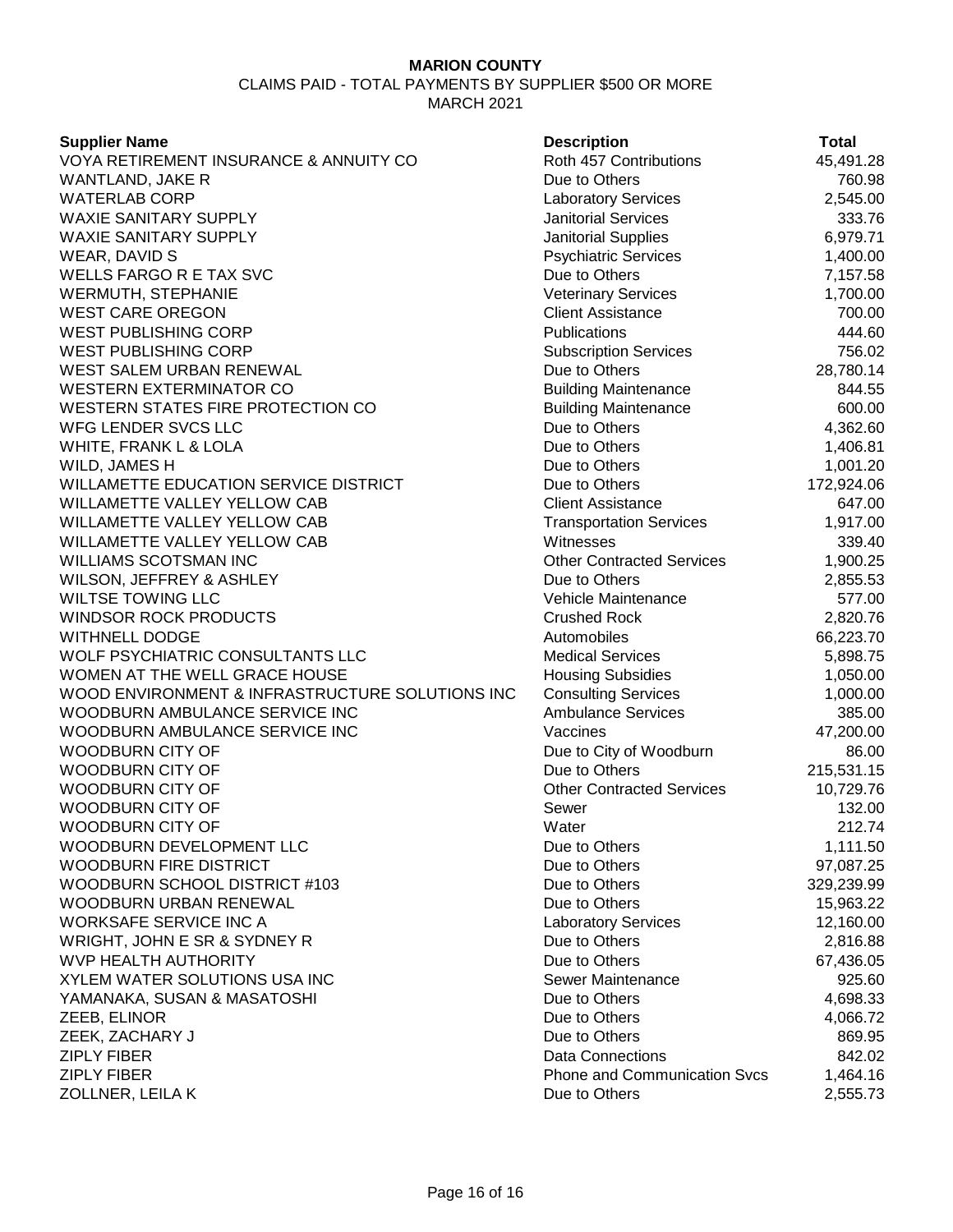**MARION COUNTY**

CLAIMS PAID - TOTAL PAYMENTS BY SUPPLIER $500 OR MORE

MARCH 2021

| Supplier Name | Description | Total |
|---|---|---|
| VOYA RETIREMENT INSURANCE & ANNUITY CO | Roth 457 Contributions | 45,491.28 |
| WANTLAND, JAKE R | Due to Others | 760.98 |
| WATERLAB CORP | Laboratory Services | 2,545.00 |
| WAXIE SANITARY SUPPLY | Janitorial Services | 333.76 |
| WAXIE SANITARY SUPPLY | Janitorial Supplies | 6,979.71 |
| WEAR, DAVID S | Psychiatric Services | 1,400.00 |
| WELLS FARGO R E TAX SVC | Due to Others | 7,157.58 |
| WERMUTH, STEPHANIE | Veterinary Services | 1,700.00 |
| WEST CARE OREGON | Client Assistance | 700.00 |
| WEST PUBLISHING CORP | Publications | 444.60 |
| WEST PUBLISHING CORP | Subscription Services | 756.02 |
| WEST SALEM URBAN RENEWAL | Due to Others | 28,780.14 |
| WESTERN EXTERMINATOR CO | Building Maintenance | 844.55 |
| WESTERN STATES FIRE PROTECTION CO | Building Maintenance | 600.00 |
| WFG LENDER SVCS LLC | Due to Others | 4,362.60 |
| WHITE, FRANK L & LOLA | Due to Others | 1,406.81 |
| WILD, JAMES H | Due to Others | 1,001.20 |
| WILLAMETTE EDUCATION SERVICE DISTRICT | Due to Others | 172,924.06 |
| WILLAMETTE VALLEY YELLOW CAB | Client Assistance | 647.00 |
| WILLAMETTE VALLEY YELLOW CAB | Transportation Services | 1,917.00 |
| WILLAMETTE VALLEY YELLOW CAB | Witnesses | 339.40 |
| WILLIAMS SCOTSMAN INC | Other Contracted Services | 1,900.25 |
| WILSON, JEFFREY & ASHLEY | Due to Others | 2,855.53 |
| WILTSE TOWING LLC | Vehicle Maintenance | 577.00 |
| WINDSOR ROCK PRODUCTS | Crushed Rock | 2,820.76 |
| WITHNELL DODGE | Automobiles | 66,223.70 |
| WOLF PSYCHIATRIC CONSULTANTS LLC | Medical Services | 5,898.75 |
| WOMEN AT THE WELL GRACE HOUSE | Housing Subsidies | 1,050.00 |
| WOOD ENVIRONMENT & INFRASTRUCTURE SOLUTIONS INC | Consulting Services | 1,000.00 |
| WOODBURN AMBULANCE SERVICE INC | Ambulance Services | 385.00 |
| WOODBURN AMBULANCE SERVICE INC | Vaccines | 47,200.00 |
| WOODBURN CITY OF | Due to City of Woodburn | 86.00 |
| WOODBURN CITY OF | Due to Others | 215,531.15 |
| WOODBURN CITY OF | Other Contracted Services | 10,729.76 |
| WOODBURN CITY OF | Sewer | 132.00 |
| WOODBURN CITY OF | Water | 212.74 |
| WOODBURN DEVELOPMENT LLC | Due to Others | 1,111.50 |
| WOODBURN FIRE DISTRICT | Due to Others | 97,087.25 |
| WOODBURN SCHOOL DISTRICT #103 | Due to Others | 329,239.99 |
| WOODBURN URBAN RENEWAL | Due to Others | 15,963.22 |
| WORKSAFE SERVICE INC A | Laboratory Services | 12,160.00 |
| WRIGHT, JOHN E SR & SYDNEY R | Due to Others | 2,816.88 |
| WVP HEALTH AUTHORITY | Due to Others | 67,436.05 |
| XYLEM WATER SOLUTIONS USA INC | Sewer Maintenance | 925.60 |
| YAMANAKA, SUSAN & MASATOSHI | Due to Others | 4,698.33 |
| ZEEB, ELINOR | Due to Others | 4,066.72 |
| ZEEK, ZACHARY J | Due to Others | 869.95 |
| ZIPLY FIBER | Data Connections | 842.02 |
| ZIPLY FIBER | Phone and Communication Svcs | 1,464.16 |
| ZOLLNER, LEILA K | Due to Others | 2,555.73 |